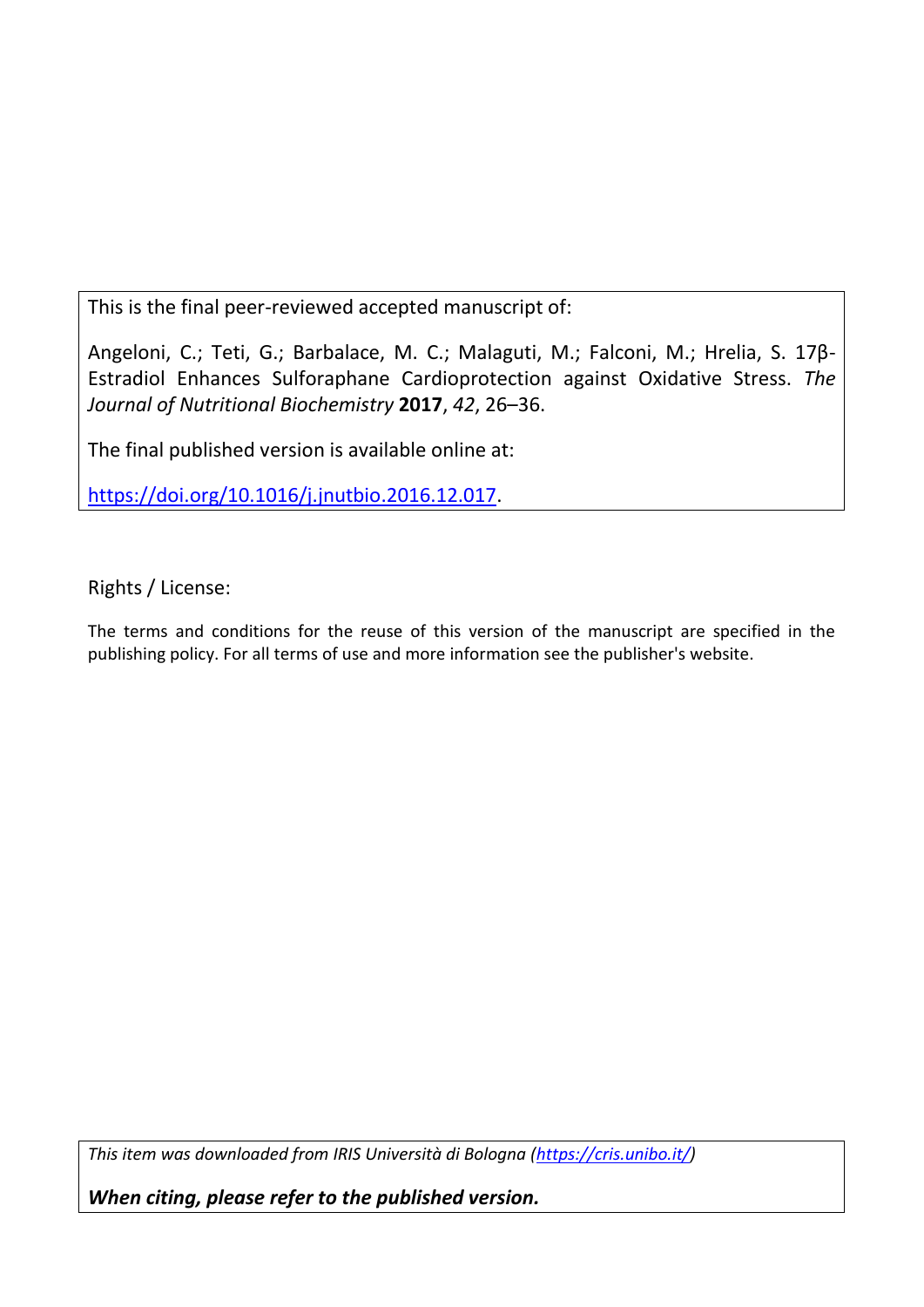This is the final peer-reviewed accepted manuscript of:

Angeloni, C.; Teti, G.; Barbalace, M. C.; Malaguti, M.; Falconi, M.; Hrelia, S. 17β-Estradiol Enhances Sulforaphane Cardioprotection against Oxidative Stress. *The Journal of Nutritional Biochemistry* **2017**, *42*, 26–36.

The final published version is available online at:

https://doi.org/10.1016/j.jnutbio.2016.12.017.

Rights / License:

The terms and conditions for the reuse of this version of the manuscript are specified in the publishing policy. For all terms of use and more information see the publisher's website.

*This item was downloaded from IRIS Università di Bologna (https://cris.unibo.it/)*

***When citing, please refer to the published version.***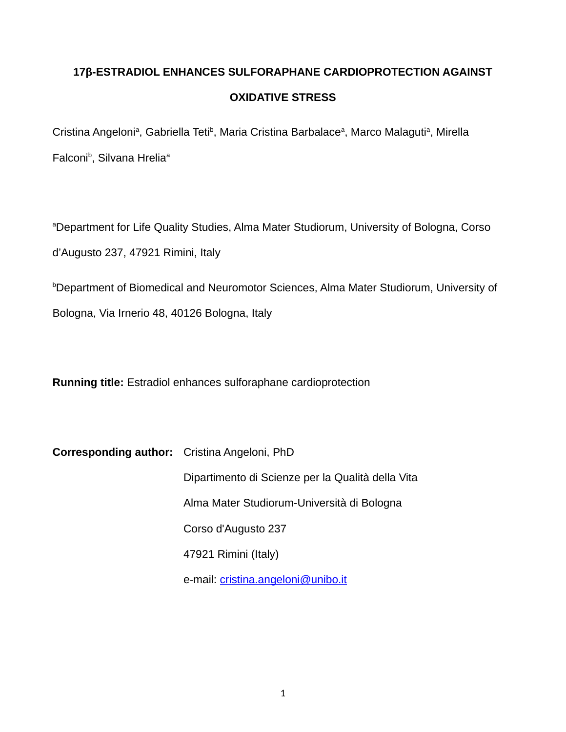# 17β-ESTRADIOL ENHANCES SULFORAPHANE CARDIOPROTECTION AGAINST OXIDATIVE STRESS

Cristina Angeloni[a], Gabriella Teti[b], Maria Cristina Barbalace[a], Marco Malaguti[a], Mirella Falconi[b], Silvana Hrelia[a]

[a]Department for Life Quality Studies, Alma Mater Studiorum, University of Bologna, Corso d'Augusto 237, 47921 Rimini, Italy

[b]Department of Biomedical and Neuromotor Sciences, Alma Mater Studiorum, University of Bologna, Via Irnerio 48, 40126 Bologna, Italy

**Running title:** Estradiol enhances sulforaphane cardioprotection

**Corresponding author:** Cristina Angeloni, PhD
Dipartimento di Scienze per la Qualità della Vita
Alma Mater Studiorum-Università di Bologna
Corso d'Augusto 237
47921 Rimini (Italy)
e-mail: cristina.angeloni@unibo.it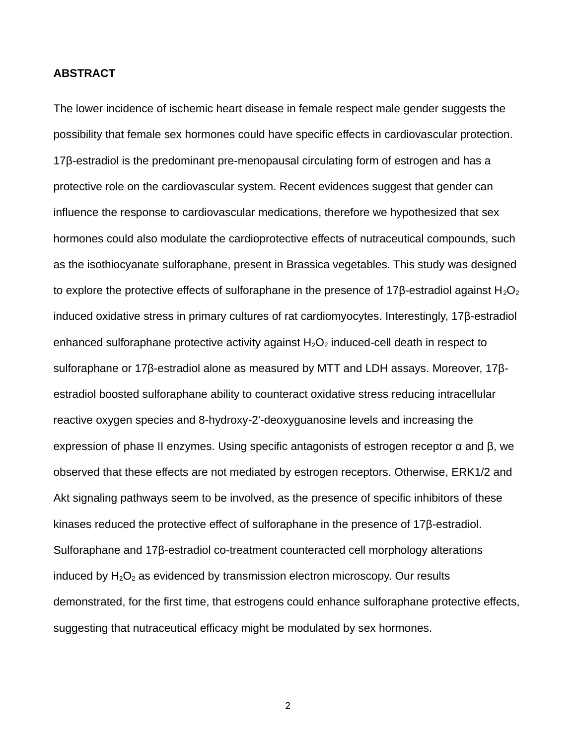## ABSTRACT

The lower incidence of ischemic heart disease in female respect male gender suggests the possibility that female sex hormones could have specific effects in cardiovascular protection. 17β-estradiol is the predominant pre-menopausal circulating form of estrogen and has a protective role on the cardiovascular system. Recent evidences suggest that gender can influence the response to cardiovascular medications, therefore we hypothesized that sex hormones could also modulate the cardioprotective effects of nutraceutical compounds, such as the isothiocyanate sulforaphane, present in Brassica vegetables. This study was designed to explore the protective effects of sulforaphane in the presence of 17β-estradiol against $H_2O_2$ induced oxidative stress in primary cultures of rat cardiomyocytes. Interestingly, 17β-estradiol enhanced sulforaphane protective activity against $H_2O_2$ induced-cell death in respect to sulforaphane or 17β-estradiol alone as measured by MTT and LDH assays. Moreover, 17β-estradiol boosted sulforaphane ability to counteract oxidative stress reducing intracellular reactive oxygen species and 8-hydroxy-2'-deoxyguanosine levels and increasing the expression of phase II enzymes. Using specific antagonists of estrogen receptor α and β, we observed that these effects are not mediated by estrogen receptors. Otherwise, ERK1/2 and Akt signaling pathways seem to be involved, as the presence of specific inhibitors of these kinases reduced the protective effect of sulforaphane in the presence of 17β-estradiol. Sulforaphane and 17β-estradiol co-treatment counteracted cell morphology alterations induced by $H_2O_2$ as evidenced by transmission electron microscopy. Our results demonstrated, for the first time, that estrogens could enhance sulforaphane protective effects, suggesting that nutraceutical efficacy might be modulated by sex hormones.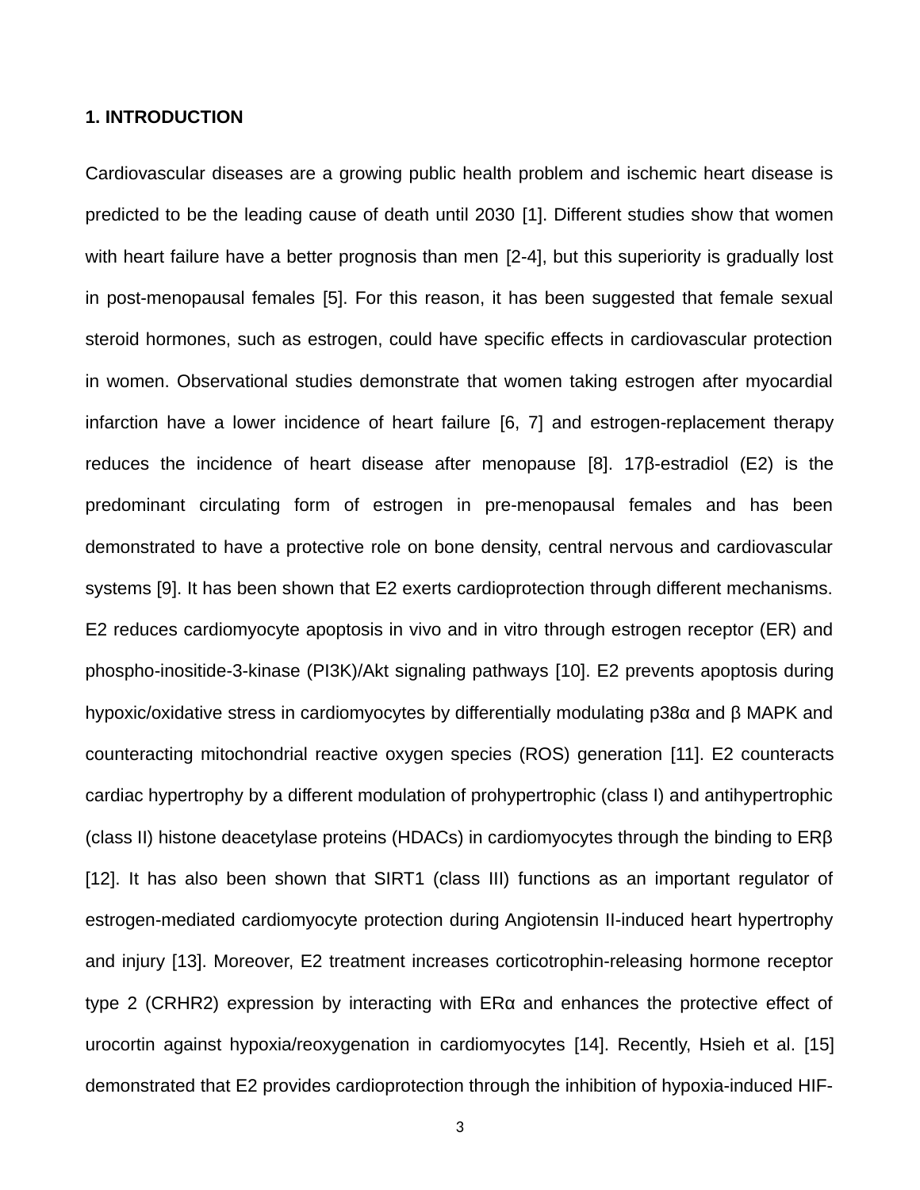## 1. INTRODUCTION

Cardiovascular diseases are a growing public health problem and ischemic heart disease is predicted to be the leading cause of death until 2030 [1]. Different studies show that women with heart failure have a better prognosis than men [2-4], but this superiority is gradually lost in post-menopausal females [5]. For this reason, it has been suggested that female sexual steroid hormones, such as estrogen, could have specific effects in cardiovascular protection in women. Observational studies demonstrate that women taking estrogen after myocardial infarction have a lower incidence of heart failure [6, 7] and estrogen-replacement therapy reduces the incidence of heart disease after menopause [8]. 17β-estradiol (E2) is the predominant circulating form of estrogen in pre-menopausal females and has been demonstrated to have a protective role on bone density, central nervous and cardiovascular systems [9]. It has been shown that E2 exerts cardioprotection through different mechanisms. E2 reduces cardiomyocyte apoptosis in vivo and in vitro through estrogen receptor (ER) and phospho-inositide-3-kinase (PI3K)/Akt signaling pathways [10]. E2 prevents apoptosis during hypoxic/oxidative stress in cardiomyocytes by differentially modulating p38α and β MAPK and counteracting mitochondrial reactive oxygen species (ROS) generation [11]. E2 counteracts cardiac hypertrophy by a different modulation of prohypertrophic (class I) and antihypertrophic (class II) histone deacetylase proteins (HDACs) in cardiomyocytes through the binding to ERβ [12]. It has also been shown that SIRT1 (class III) functions as an important regulator of estrogen-mediated cardiomyocyte protection during Angiotensin II-induced heart hypertrophy and injury [13]. Moreover, E2 treatment increases corticotrophin-releasing hormone receptor type 2 (CRHR2) expression by interacting with ERα and enhances the protective effect of urocortin against hypoxia/reoxygenation in cardiomyocytes [14]. Recently, Hsieh et al. [15] demonstrated that E2 provides cardioprotection through the inhibition of hypoxia-induced HIF-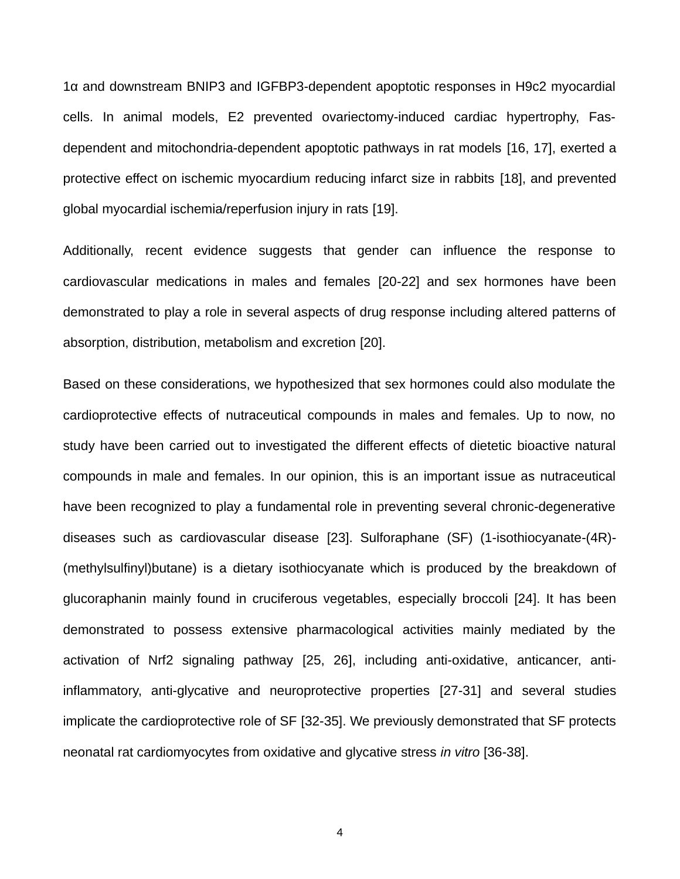1α and downstream BNIP3 and IGFBP3-dependent apoptotic responses in H9c2 myocardial cells. In animal models, E2 prevented ovariectomy-induced cardiac hypertrophy, Fas-dependent and mitochondria-dependent apoptotic pathways in rat models [16, 17], exerted a protective effect on ischemic myocardium reducing infarct size in rabbits [18], and prevented global myocardial ischemia/reperfusion injury in rats [19].

Additionally, recent evidence suggests that gender can influence the response to cardiovascular medications in males and females [20-22] and sex hormones have been demonstrated to play a role in several aspects of drug response including altered patterns of absorption, distribution, metabolism and excretion [20].

Based on these considerations, we hypothesized that sex hormones could also modulate the cardioprotective effects of nutraceutical compounds in males and females. Up to now, no study have been carried out to investigated the different effects of dietetic bioactive natural compounds in male and females. In our opinion, this is an important issue as nutraceutical have been recognized to play a fundamental role in preventing several chronic-degenerative diseases such as cardiovascular disease [23]. Sulforaphane (SF) (1-isothiocyanate-(4R)-(methylsulfinyl)butane) is a dietary isothiocyanate which is produced by the breakdown of glucoraphanin mainly found in cruciferous vegetables, especially broccoli [24]. It has been demonstrated to possess extensive pharmacological activities mainly mediated by the activation of Nrf2 signaling pathway [25, 26], including anti-oxidative, anticancer, anti-inflammatory, anti-glycative and neuroprotective properties [27-31] and several studies implicate the cardioprotective role of SF [32-35]. We previously demonstrated that SF protects neonatal rat cardiomyocytes from oxidative and glycative stress *in vitro* [36-38].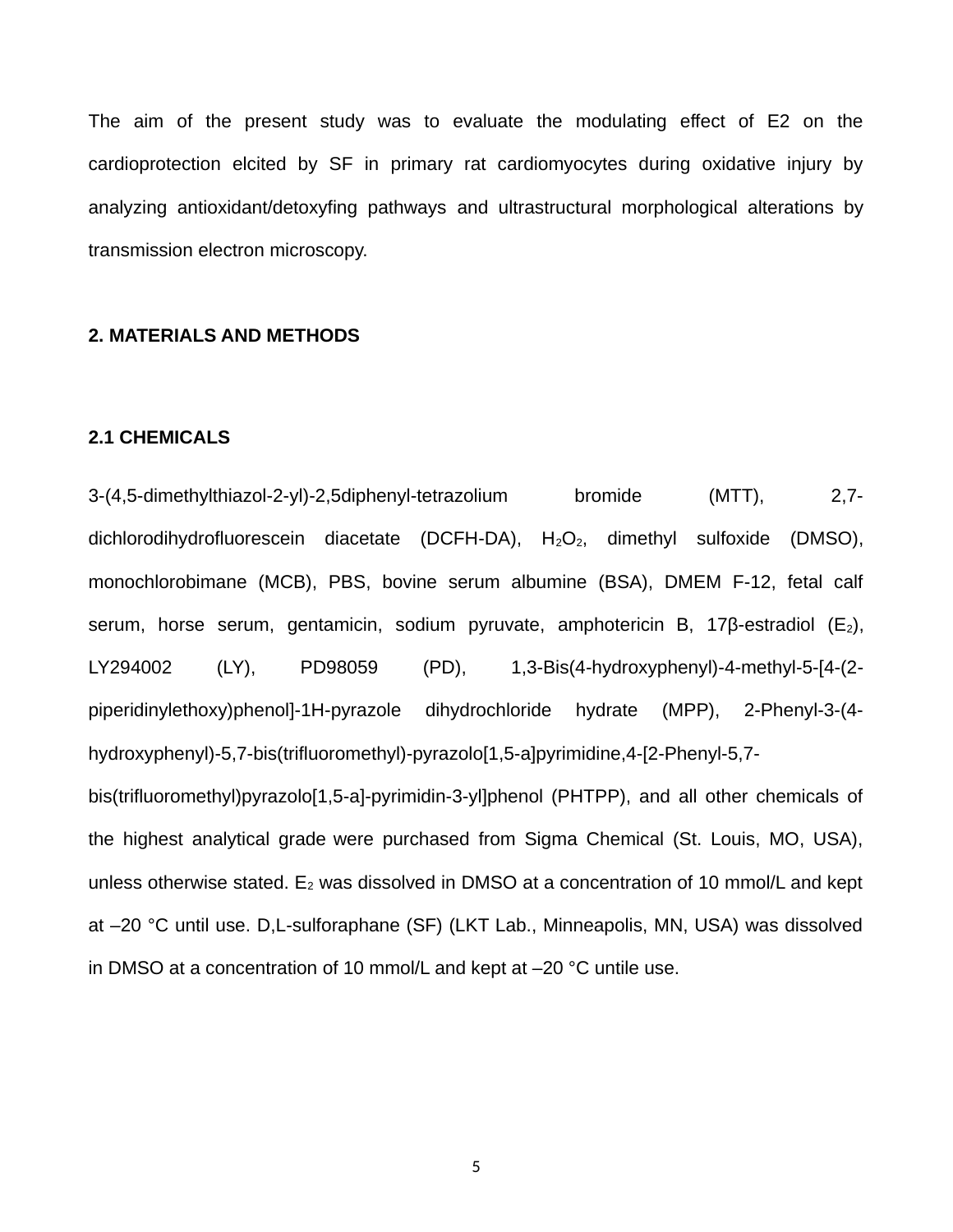The aim of the present study was to evaluate the modulating effect of E2 on the cardioprotection elcited by SF in primary rat cardiomyocytes during oxidative injury by analyzing antioxidant/detoxyfing pathways and ultrastructural morphological alterations by transmission electron microscopy.

## 2. MATERIALS AND METHODS

### 2.1 CHEMICALS

3-(4,5-dimethylthiazol-2-yl)-2,5diphenyl-tetrazolium bromide (MTT), 2,7-dichlorodihydrofluorescein diacetate (DCFH-DA), $H_2O_2$, dimethyl sulfoxide (DMSO), monochlorobimane (MCB), PBS, bovine serum albumine (BSA), DMEM F-12, fetal calf serum, horse serum, gentamicin, sodium pyruvate, amphotericin B, 17β-estradiol ($E_2$), LY294002 (LY), PD98059 (PD), 1,3-Bis(4-hydroxyphenyl)-4-methyl-5-[4-(2-piperidinylethoxy)phenol]-1H-pyrazole dihydrochloride hydrate (MPP), 2-Phenyl-3-(4-hydroxyphenyl)-5,7-bis(trifluoromethyl)-pyrazolo[1,5-a]pyrimidine,4-[2-Phenyl-5,7-bis(trifluoromethyl)pyrazolo[1,5-a]-pyrimidin-3-yl]phenol (PHTPP), and all other chemicals of the highest analytical grade were purchased from Sigma Chemical (St. Louis, MO, USA), unless otherwise stated. $E_2$ was dissolved in DMSO at a concentration of 10 mmol/L and kept at –20 °C until use. D,L-sulforaphane (SF) (LKT Lab., Minneapolis, MN, USA) was dissolved in DMSO at a concentration of 10 mmol/L and kept at –20 °C untile use.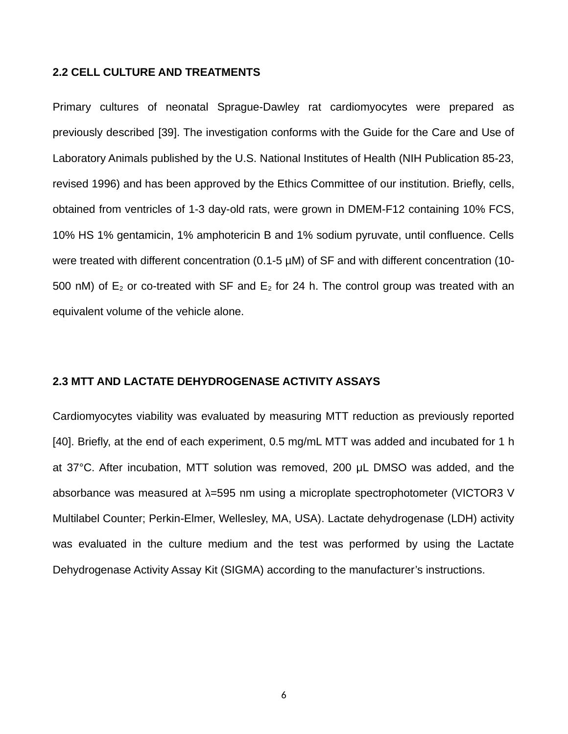### 2.2 CELL CULTURE AND TREATMENTS

Primary cultures of neonatal Sprague-Dawley rat cardiomyocytes were prepared as previously described [39]. The investigation conforms with the Guide for the Care and Use of Laboratory Animals published by the U.S. National Institutes of Health (NIH Publication 85-23, revised 1996) and has been approved by the Ethics Committee of our institution. Briefly, cells, obtained from ventricles of 1-3 day-old rats, were grown in DMEM-F12 containing 10% FCS, 10% HS 1% gentamicin, 1% amphotericin B and 1% sodium pyruvate, until confluence. Cells were treated with different concentration (0.1-5 µM) of SF and with different concentration (10-500 nM) of $E_2$ or co-treated with SF and $E_2$ for 24 h. The control group was treated with an equivalent volume of the vehicle alone.

### 2.3 MTT AND LACTATE DEHYDROGENASE ACTIVITY ASSAYS

Cardiomyocytes viability was evaluated by measuring MTT reduction as previously reported [40]. Briefly, at the end of each experiment, 0.5 mg/mL MTT was added and incubated for 1 h at 37°C. After incubation, MTT solution was removed, 200 µL DMSO was added, and the absorbance was measured at $\lambda$=595 nm using a microplate spectrophotometer (VICTOR3 V Multilabel Counter; Perkin-Elmer, Wellesley, MA, USA). Lactate dehydrogenase (LDH) activity was evaluated in the culture medium and the test was performed by using the Lactate Dehydrogenase Activity Assay Kit (SIGMA) according to the manufacturer's instructions.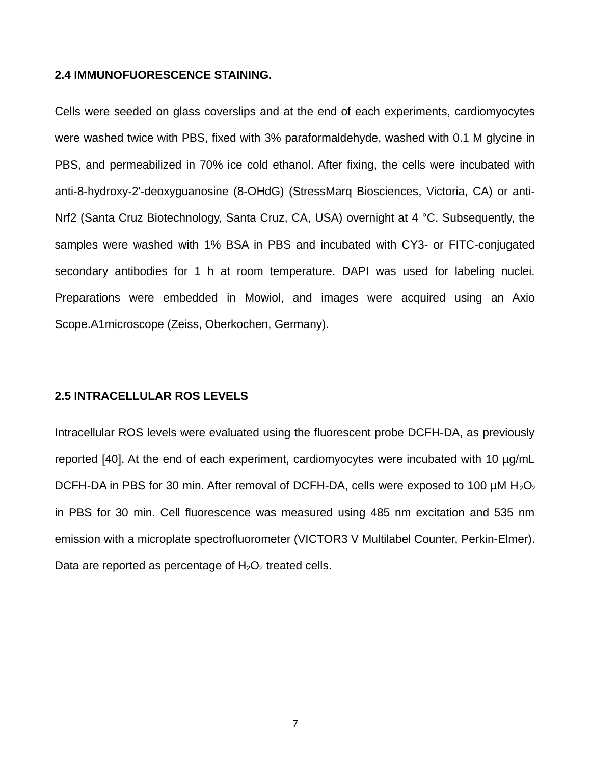## 2.4 IMMUNOFUORESCENCE STAINING.

Cells were seeded on glass coverslips and at the end of each experiments, cardiomyocytes were washed twice with PBS, fixed with 3% paraformaldehyde, washed with 0.1 M glycine in PBS, and permeabilized in 70% ice cold ethanol. After fixing, the cells were incubated with anti-8-hydroxy-2'-deoxyguanosine (8-OHdG) (StressMarq Biosciences, Victoria, CA) or anti-Nrf2 (Santa Cruz Biotechnology, Santa Cruz, CA, USA) overnight at 4 °C. Subsequently, the samples were washed with 1% BSA in PBS and incubated with CY3- or FITC-conjugated secondary antibodies for 1 h at room temperature. DAPI was used for labeling nuclei. Preparations were embedded in Mowiol, and images were acquired using an Axio Scope.A1microscope (Zeiss, Oberkochen, Germany).

## 2.5 INTRACELLULAR ROS LEVELS

Intracellular ROS levels were evaluated using the fluorescent probe DCFH-DA, as previously reported [40]. At the end of each experiment, cardiomyocytes were incubated with 10 µg/mL DCFH-DA in PBS for 30 min. After removal of DCFH-DA, cells were exposed to 100 µM $H_2O_2$ in PBS for 30 min. Cell fluorescence was measured using 485 nm excitation and 535 nm emission with a microplate spectrofluorometer (VICTOR3 V Multilabel Counter, Perkin-Elmer). Data are reported as percentage of $H_2O_2$ treated cells.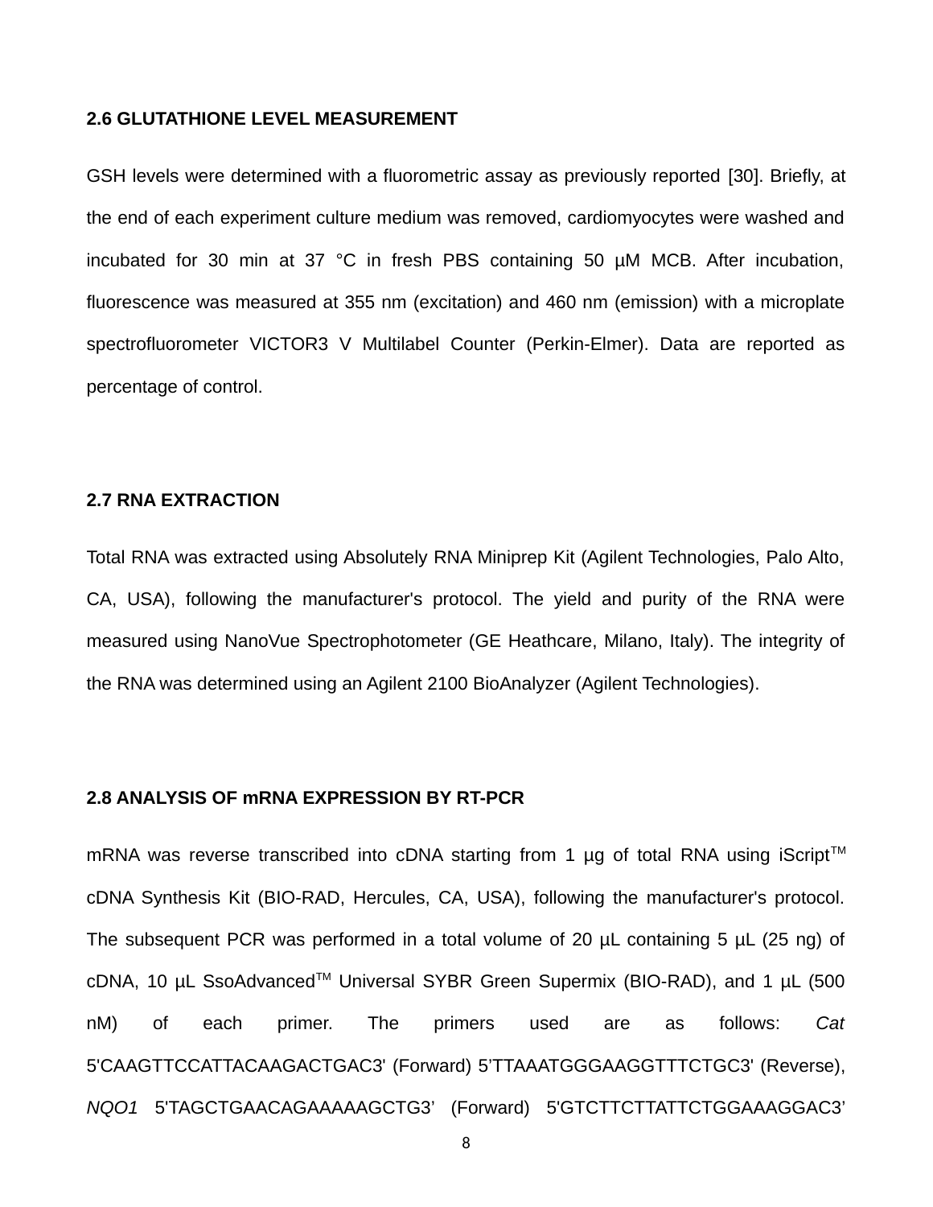## 2.6 GLUTATHIONE LEVEL MEASUREMENT

GSH levels were determined with a fluorometric assay as previously reported [30]. Briefly, at the end of each experiment culture medium was removed, cardiomyocytes were washed and incubated for 30 min at 37 °C in fresh PBS containing 50 µM MCB. After incubation, fluorescence was measured at 355 nm (excitation) and 460 nm (emission) with a microplate spectrofluorometer VICTOR3 V Multilabel Counter (Perkin-Elmer). Data are reported as percentage of control.

## 2.7 RNA EXTRACTION

Total RNA was extracted using Absolutely RNA Miniprep Kit (Agilent Technologies, Palo Alto, CA, USA), following the manufacturer's protocol. The yield and purity of the RNA were measured using NanoVue Spectrophotometer (GE Heathcare, Milano, Italy). The integrity of the RNA was determined using an Agilent 2100 BioAnalyzer (Agilent Technologies).

## 2.8 ANALYSIS OF mRNA EXPRESSION BY RT-PCR

mRNA was reverse transcribed into cDNA starting from 1 µg of total RNA using iScript™ cDNA Synthesis Kit (BIO-RAD, Hercules, CA, USA), following the manufacturer's protocol. The subsequent PCR was performed in a total volume of 20 µL containing 5 µL (25 ng) of cDNA, 10 µL SsoAdvanced™ Universal SYBR Green Supermix (BIO-RAD), and 1 µL (500 nM) of each primer. The primers used are as follows: *Cat* 5'CAAGTTCCATTACAAGACTGAC3' (Forward) 5'TTAAATGGGAAGGTTTCTGC3' (Reverse), *NQO1* 5'TAGCTGAACAGAAAAAGCTG3' (Forward) 5'GTCTTCTTATTCTGGAAAGGAC3'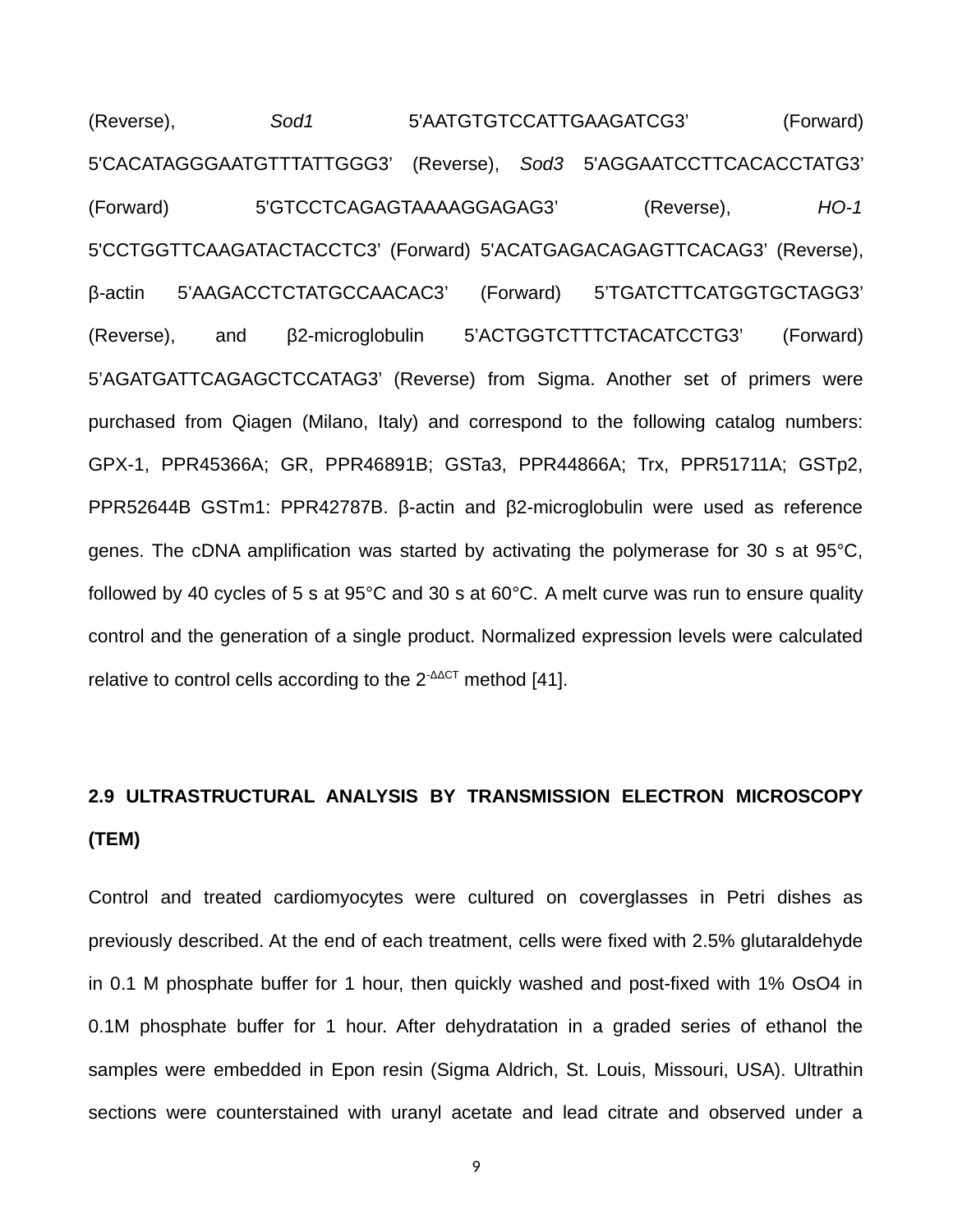(Reverse), *Sod1* 5'AATGTGTCCATTGAAGATCG3' (Forward) 5'CACATAGGGAATGTTTATTGGG3' (Reverse), *Sod3* 5'AGGAATCCTTCACACCTATG3' (Forward) 5'GTCCTCAGAGTAAAAGGAGAG3' (Reverse), *HO-1* 5'CCTGGTTCAAGATACTACCTC3' (Forward) 5'ACATGAGACAGAGTTCACAG3' (Reverse), β-actin 5'AAGACCTCTATGCCAACAC3' (Forward) 5'TGATCTTCATGGTGCTAGG3' (Reverse), and β2-microglobulin 5'ACTGGTCTTTCTACATCCTG3' (Forward) 5'AGATGATTCAGAGCTCCATAG3' (Reverse) from Sigma. Another set of primers were purchased from Qiagen (Milano, Italy) and correspond to the following catalog numbers: GPX-1, PPR45366A; GR, PPR46891B; GSTa3, PPR44866A; Trx, PPR51711A; GSTp2, PPR52644B GSTm1: PPR42787B. β-actin and β2-microglobulin were used as reference genes. The cDNA amplification was started by activating the polymerase for 30 s at 95°C, followed by 40 cycles of 5 s at 95°C and 30 s at 60°C. A melt curve was run to ensure quality control and the generation of a single product. Normalized expression levels were calculated relative to control cells according to the $2^{-\Delta\Delta CT}$ method [41].

## 2.9 ULTRASTRUCTURAL ANALYSIS BY TRANSMISSION ELECTRON MICROSCOPY (TEM)

Control and treated cardiomyocytes were cultured on coverglasses in Petri dishes as previously described. At the end of each treatment, cells were fixed with 2.5% glutaraldehyde in 0.1 M phosphate buffer for 1 hour, then quickly washed and post-fixed with 1% $OsO_4$ in 0.1M phosphate buffer for 1 hour. After dehydratation in a graded series of ethanol the samples were embedded in Epon resin (Sigma Aldrich, St. Louis, Missouri, USA). Ultrathin sections were counterstained with uranyl acetate and lead citrate and observed under a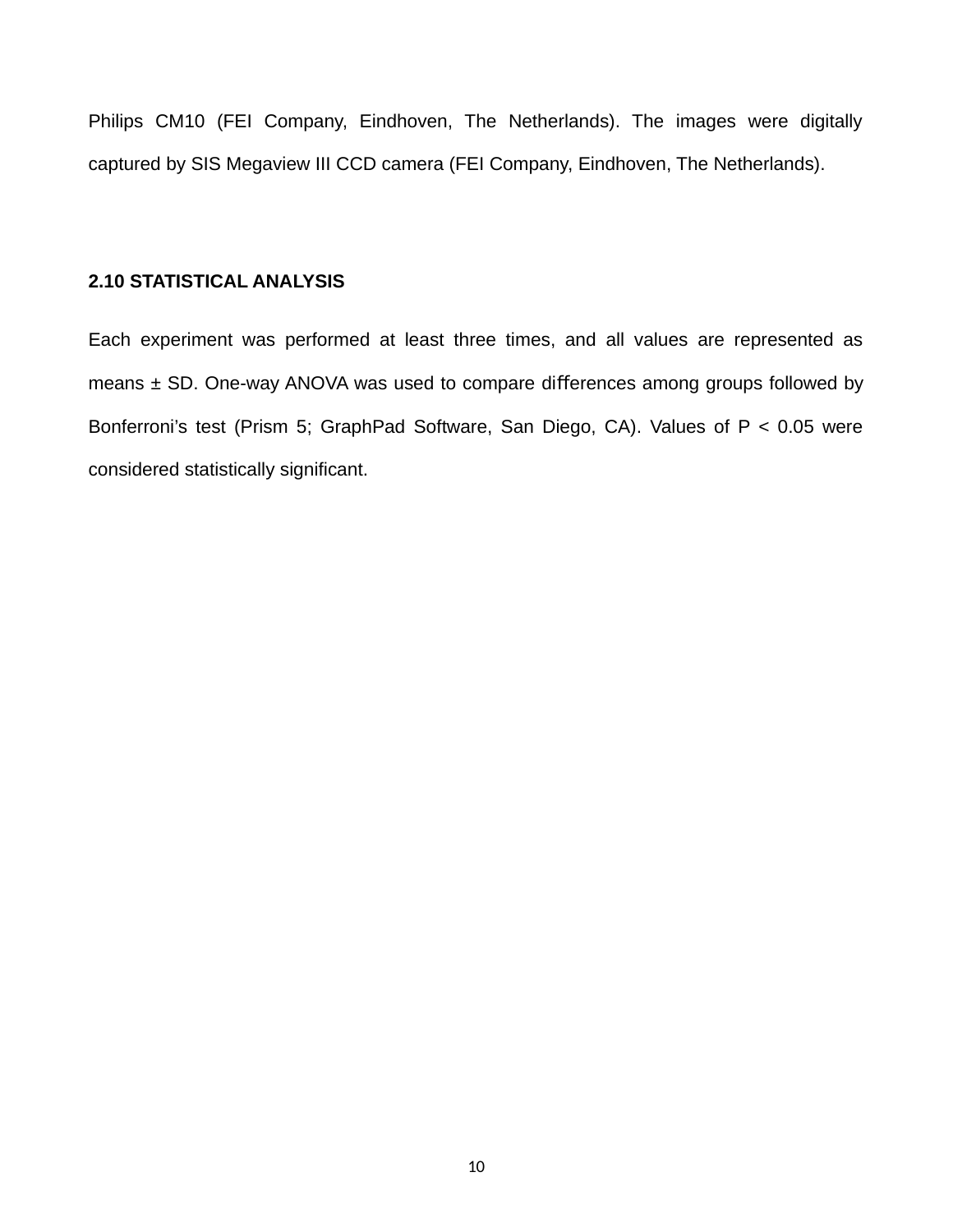Philips CM10 (FEI Company, Eindhoven, The Netherlands). The images were digitally captured by SIS Megaview III CCD camera (FEI Company, Eindhoven, The Netherlands).

### 2.10 STATISTICAL ANALYSIS

Each experiment was performed at least three times, and all values are represented as means ± SD. One-way ANOVA was used to compare differences among groups followed by Bonferroni's test (Prism 5; GraphPad Software, San Diego, CA). Values of $P < 0.05$ were considered statistically significant.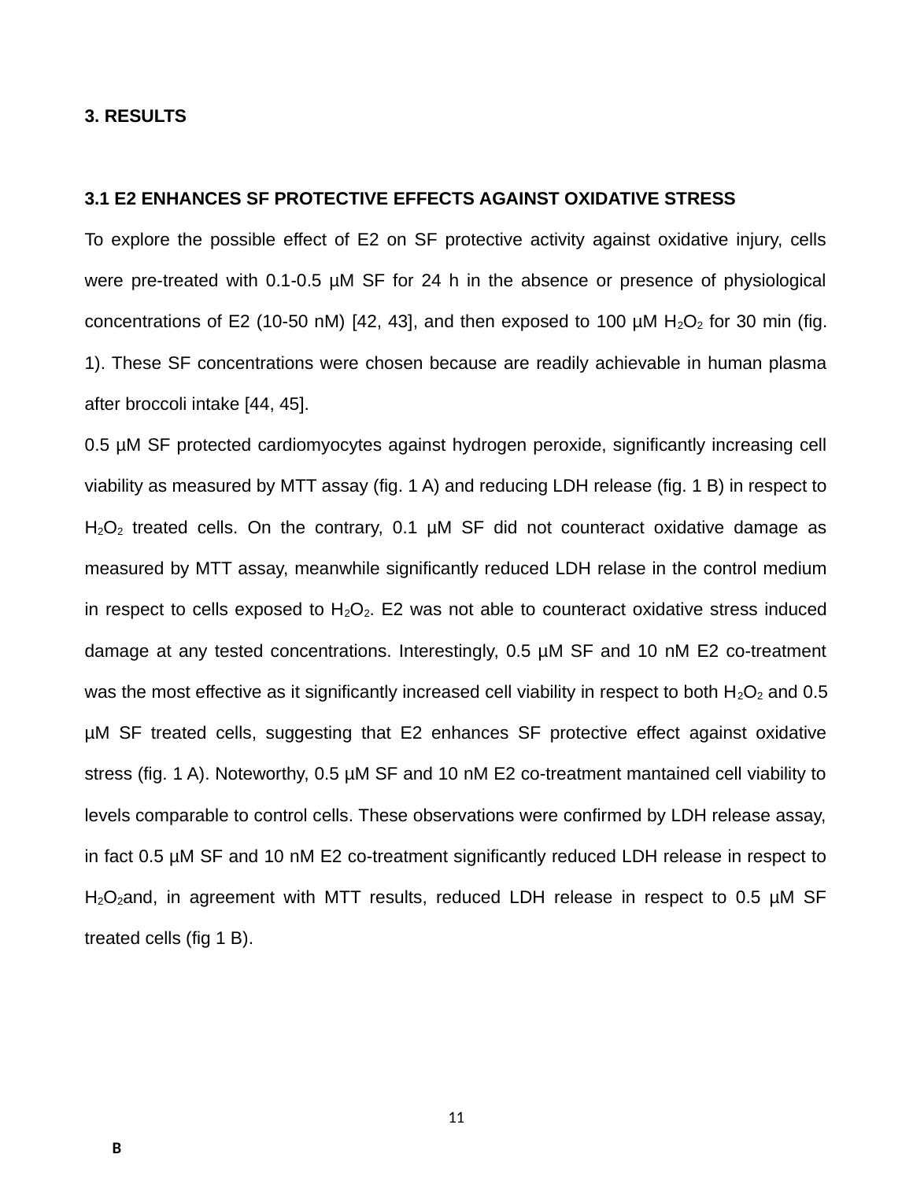# 3. RESULTS

## 3.1 E2 ENHANCES SF PROTECTIVE EFFECTS AGAINST OXIDATIVE STRESS

To explore the possible effect of E2 on SF protective activity against oxidative injury, cells were pre-treated with 0.1-0.5 µM SF for 24 h in the absence or presence of physiological concentrations of E2 (10-50 nM) [42, 43], and then exposed to 100 µM $H_2O_2$ for 30 min (fig. 1). These SF concentrations were chosen because are readily achievable in human plasma after broccoli intake [44, 45].

0.5 µM SF protected cardiomyocytes against hydrogen peroxide, significantly increasing cell viability as measured by MTT assay (fig. 1 A) and reducing LDH release (fig. 1 B) in respect to $H_2O_2$ treated cells. On the contrary, 0.1 µM SF did not counteract oxidative damage as measured by MTT assay, meanwhile significantly reduced LDH relase in the control medium in respect to cells exposed to $H_2O_2$. E2 was not able to counteract oxidative stress induced damage at any tested concentrations. Interestingly, 0.5 µM SF and 10 nM E2 co-treatment was the most effective as it significantly increased cell viability in respect to both $H_2O_2$ and 0.5 µM SF treated cells, suggesting that E2 enhances SF protective effect against oxidative stress (fig. 1 A). Noteworthy, 0.5 µM SF and 10 nM E2 co-treatment mantained cell viability to levels comparable to control cells. These observations were confirmed by LDH release assay, in fact 0.5 µM SF and 10 nM E2 co-treatment significantly reduced LDH release in respect to $H_2O_2$and, in agreement with MTT results, reduced LDH release in respect to 0.5 µM SF treated cells (fig 1 B).

**B**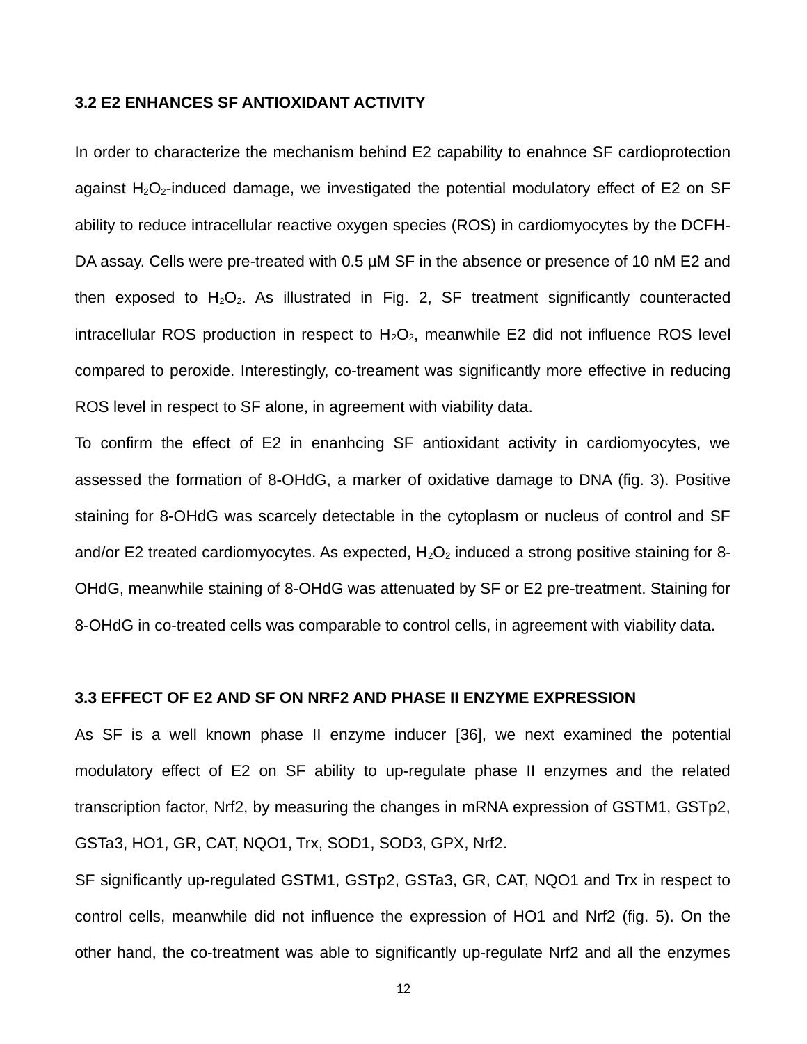### 3.2 E2 ENHANCES SF ANTIOXIDANT ACTIVITY

In order to characterize the mechanism behind E2 capability to enahnce SF cardioprotection against $H_2O_2$-induced damage, we investigated the potential modulatory effect of E2 on SF ability to reduce intracellular reactive oxygen species (ROS) in cardiomyocytes by the DCFH-DA assay. Cells were pre-treated with 0.5 µM SF in the absence or presence of 10 nM E2 and then exposed to $H_2O_2$. As illustrated in Fig. 2, SF treatment significantly counteracted intracellular ROS production in respect to $H_2O_2$, meanwhile E2 did not influence ROS level compared to peroxide. Interestingly, co-treament was significantly more effective in reducing ROS level in respect to SF alone, in agreement with viability data.

To confirm the effect of E2 in enanhcing SF antioxidant activity in cardiomyocytes, we assessed the formation of 8-OHdG, a marker of oxidative damage to DNA (fig. 3). Positive staining for 8-OHdG was scarcely detectable in the cytoplasm or nucleus of control and SF and/or E2 treated cardiomyocytes. As expected, $H_2O_2$ induced a strong positive staining for 8-OHdG, meanwhile staining of 8-OHdG was attenuated by SF or E2 pre-treatment. Staining for 8-OHdG in co-treated cells was comparable to control cells, in agreement with viability data.

### 3.3 EFFECT OF E2 AND SF ON NRF2 AND PHASE II ENZYME EXPRESSION

As SF is a well known phase II enzyme inducer [36], we next examined the potential modulatory effect of E2 on SF ability to up-regulate phase II enzymes and the related transcription factor, Nrf2, by measuring the changes in mRNA expression of GSTM1, GSTp2, GSTa3, HO1, GR, CAT, NQO1, Trx, SOD1, SOD3, GPX, Nrf2.

SF significantly up-regulated GSTM1, GSTp2, GSTa3, GR, CAT, NQO1 and Trx in respect to control cells, meanwhile did not influence the expression of HO1 and Nrf2 (fig. 5). On the other hand, the co-treatment was able to significantly up-regulate Nrf2 and all the enzymes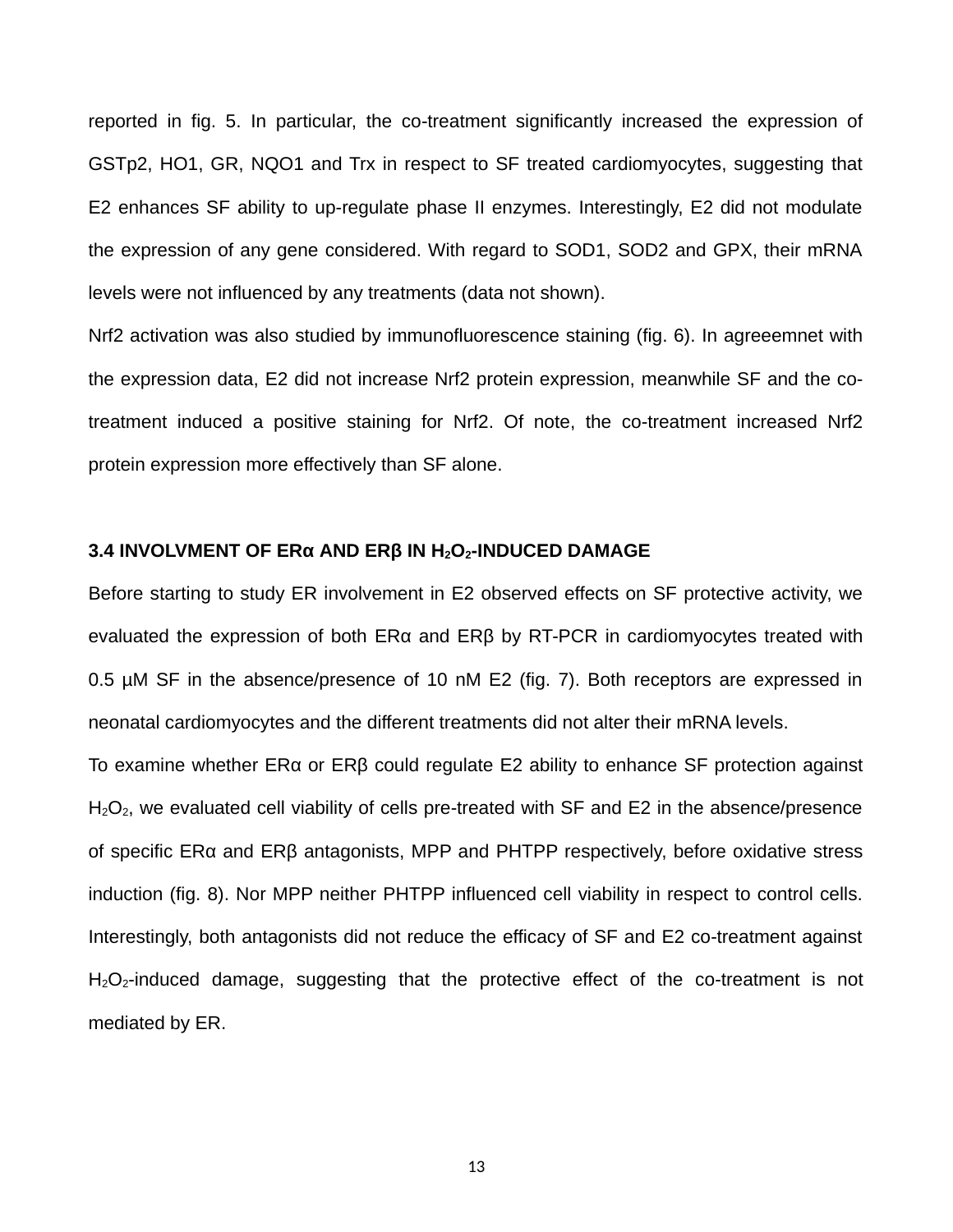reported in fig. 5. In particular, the co-treatment significantly increased the expression of GSTp2, HO1, GR, NQO1 and Trx in respect to SF treated cardiomyocytes, suggesting that E2 enhances SF ability to up-regulate phase II enzymes. Interestingly, E2 did not modulate the expression of any gene considered. With regard to SOD1, SOD2 and GPX, their mRNA levels were not influenced by any treatments (data not shown).

Nrf2 activation was also studied by immunofluorescence staining (fig. 6). In agreeemnet with the expression data, E2 did not increase Nrf2 protein expression, meanwhile SF and the co-treatment induced a positive staining for Nrf2. Of note, the co-treatment increased Nrf2 protein expression more effectively than SF alone.

### 3.4 INVOLVMENT OF ERα AND ERβ IN $H_2O_2$-INDUCED DAMAGE

Before starting to study ER involvement in E2 observed effects on SF protective activity, we evaluated the expression of both ERα and ERβ by RT-PCR in cardiomyocytes treated with 0.5 µM SF in the absence/presence of 10 nM E2 (fig. 7). Both receptors are expressed in neonatal cardiomyocytes and the different treatments did not alter their mRNA levels.

To examine whether ERα or ERβ could regulate E2 ability to enhance SF protection against $H_2O_2$, we evaluated cell viability of cells pre-treated with SF and E2 in the absence/presence of specific ERα and ERβ antagonists, MPP and PHTPP respectively, before oxidative stress induction (fig. 8). Nor MPP neither PHTPP influenced cell viability in respect to control cells. Interestingly, both antagonists did not reduce the efficacy of SF and E2 co-treatment against $H_2O_2$-induced damage, suggesting that the protective effect of the co-treatment is not mediated by ER.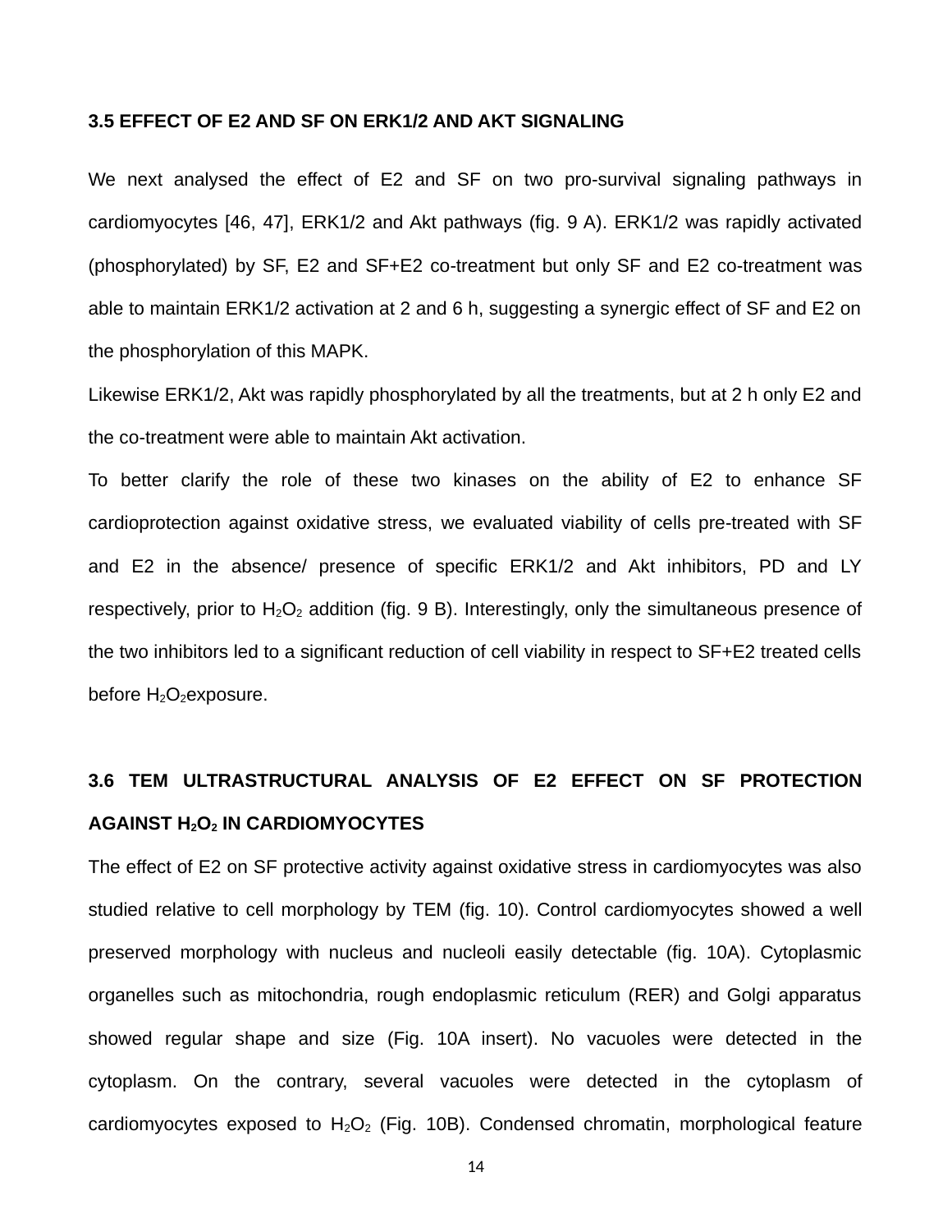### 3.5 EFFECT OF E2 AND SF ON ERK1/2 AND AKT SIGNALING

We next analysed the effect of E2 and SF on two pro-survival signaling pathways in cardiomyocytes [46, 47], ERK1/2 and Akt pathways (fig. 9 A). ERK1/2 was rapidly activated (phosphorylated) by SF, E2 and SF+E2 co-treatment but only SF and E2 co-treatment was able to maintain ERK1/2 activation at 2 and 6 h, suggesting a synergic effect of SF and E2 on the phosphorylation of this MAPK.

Likewise ERK1/2, Akt was rapidly phosphorylated by all the treatments, but at 2 h only E2 and the co-treatment were able to maintain Akt activation.

To better clarify the role of these two kinases on the ability of E2 to enhance SF cardioprotection against oxidative stress, we evaluated viability of cells pre-treated with SF and E2 in the absence/ presence of specific ERK1/2 and Akt inhibitors, PD and LY respectively, prior to $H_2O_2$ addition (fig. 9 B). Interestingly, only the simultaneous presence of the two inhibitors led to a significant reduction of cell viability in respect to SF+E2 treated cells before $H_2O_2$exposure.

### 3.6 TEM ULTRASTRUCTURAL ANALYSIS OF E2 EFFECT ON SF PROTECTION AGAINST $H_2O_2$ IN CARDIOMYOCYTES

The effect of E2 on SF protective activity against oxidative stress in cardiomyocytes was also studied relative to cell morphology by TEM (fig. 10). Control cardiomyocytes showed a well preserved morphology with nucleus and nucleoli easily detectable (fig. 10A). Cytoplasmic organelles such as mitochondria, rough endoplasmic reticulum (RER) and Golgi apparatus showed regular shape and size (Fig. 10A insert). No vacuoles were detected in the cytoplasm. On the contrary, several vacuoles were detected in the cytoplasm of cardiomyocytes exposed to $H_2O_2$ (Fig. 10B). Condensed chromatin, morphological feature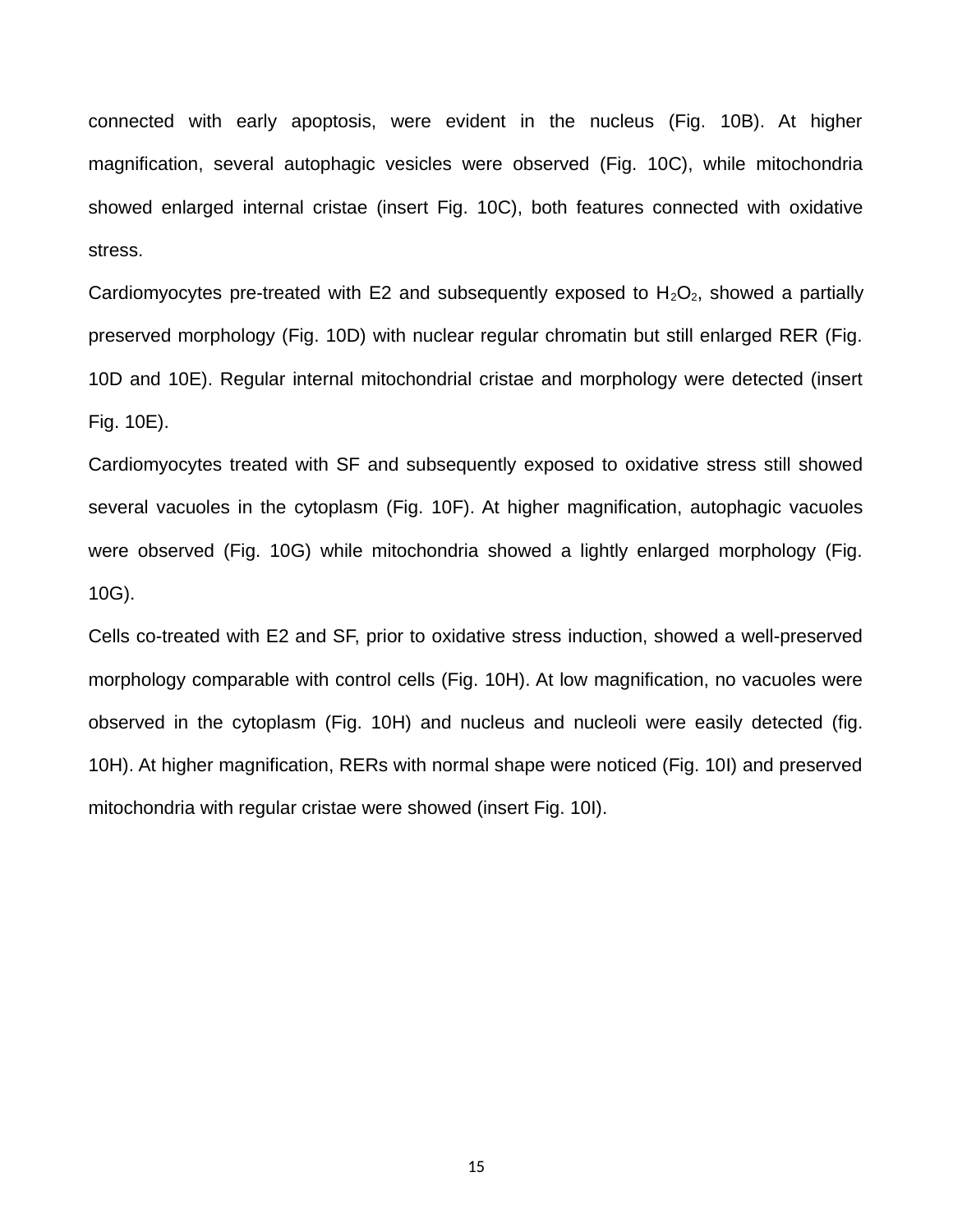connected with early apoptosis, were evident in the nucleus (Fig. 10B). At higher magnification, several autophagic vesicles were observed (Fig. 10C), while mitochondria showed enlarged internal cristae (insert Fig. 10C), both features connected with oxidative stress.

Cardiomyocytes pre-treated with E2 and subsequently exposed to $H_2O_2$, showed a partially preserved morphology (Fig. 10D) with nuclear regular chromatin but still enlarged RER (Fig. 10D and 10E). Regular internal mitochondrial cristae and morphology were detected (insert Fig. 10E).

Cardiomyocytes treated with SF and subsequently exposed to oxidative stress still showed several vacuoles in the cytoplasm (Fig. 10F). At higher magnification, autophagic vacuoles were observed (Fig. 10G) while mitochondria showed a lightly enlarged morphology (Fig. 10G).

Cells co-treated with E2 and SF, prior to oxidative stress induction, showed a well-preserved morphology comparable with control cells (Fig. 10H). At low magnification, no vacuoles were observed in the cytoplasm (Fig. 10H) and nucleus and nucleoli were easily detected (fig. 10H). At higher magnification, RERs with normal shape were noticed (Fig. 10I) and preserved mitochondria with regular cristae were showed (insert Fig. 10I).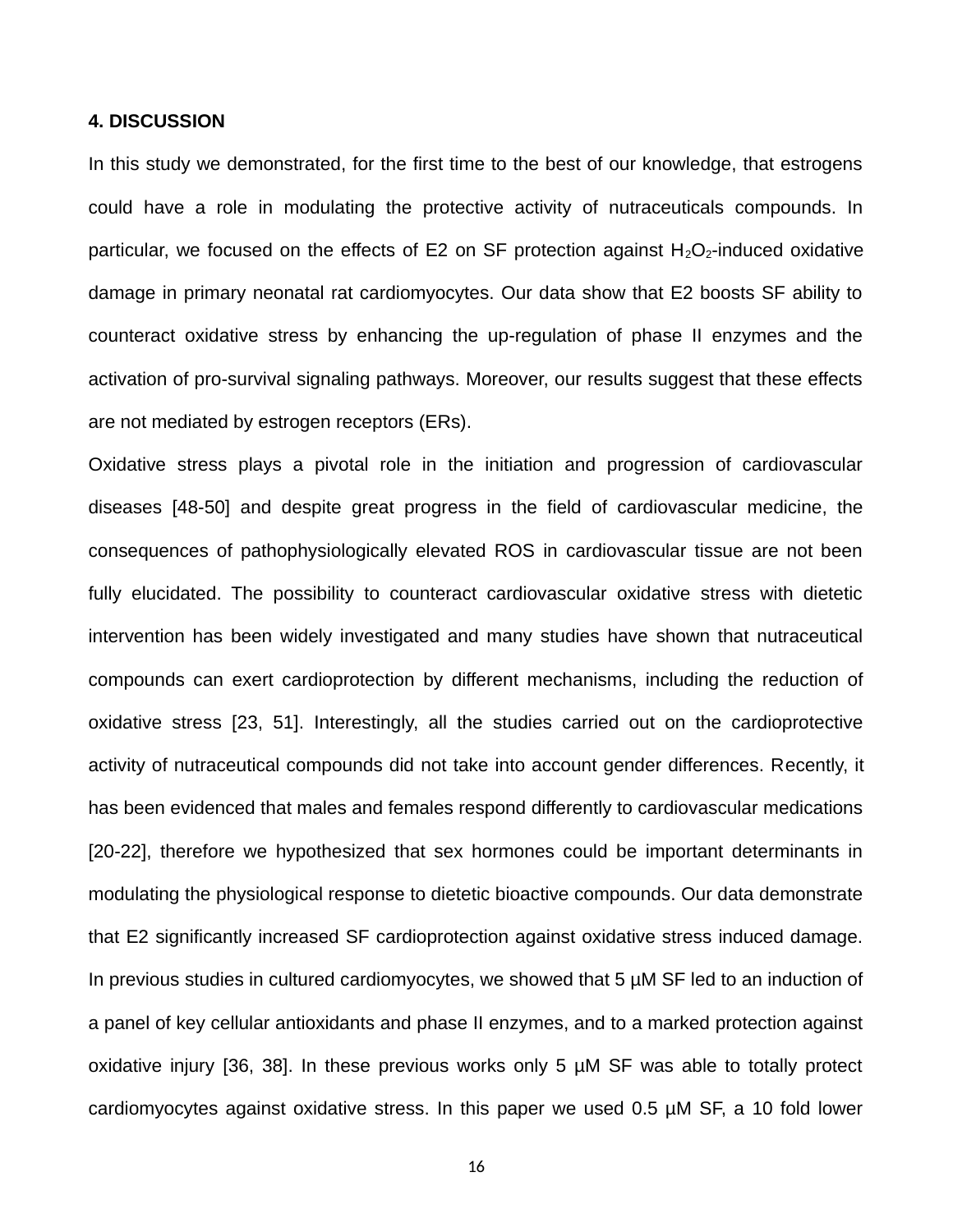**4. DISCUSSION**

In this study we demonstrated, for the first time to the best of our knowledge, that estrogens could have a role in modulating the protective activity of nutraceuticals compounds. In particular, we focused on the effects of E2 on SF protection against $H_2O_2$-induced oxidative damage in primary neonatal rat cardiomyocytes. Our data show that E2 boosts SF ability to counteract oxidative stress by enhancing the up-regulation of phase II enzymes and the activation of pro-survival signaling pathways. Moreover, our results suggest that these effects are not mediated by estrogen receptors (ERs).

Oxidative stress plays a pivotal role in the initiation and progression of cardiovascular diseases [48-50] and despite great progress in the field of cardiovascular medicine, the consequences of pathophysiologically elevated ROS in cardiovascular tissue are not been fully elucidated. The possibility to counteract cardiovascular oxidative stress with dietetic intervention has been widely investigated and many studies have shown that nutraceutical compounds can exert cardioprotection by different mechanisms, including the reduction of oxidative stress [23, 51]. Interestingly, all the studies carried out on the cardioprotective activity of nutraceutical compounds did not take into account gender differences. Recently, it has been evidenced that males and females respond differently to cardiovascular medications [20-22], therefore we hypothesized that sex hormones could be important determinants in modulating the physiological response to dietetic bioactive compounds. Our data demonstrate that E2 significantly increased SF cardioprotection against oxidative stress induced damage. In previous studies in cultured cardiomyocytes, we showed that 5 µM SF led to an induction of a panel of key cellular antioxidants and phase II enzymes, and to a marked protection against oxidative injury [36, 38]. In these previous works only 5 µM SF was able to totally protect cardiomyocytes against oxidative stress. In this paper we used 0.5 µM SF, a 10 fold lower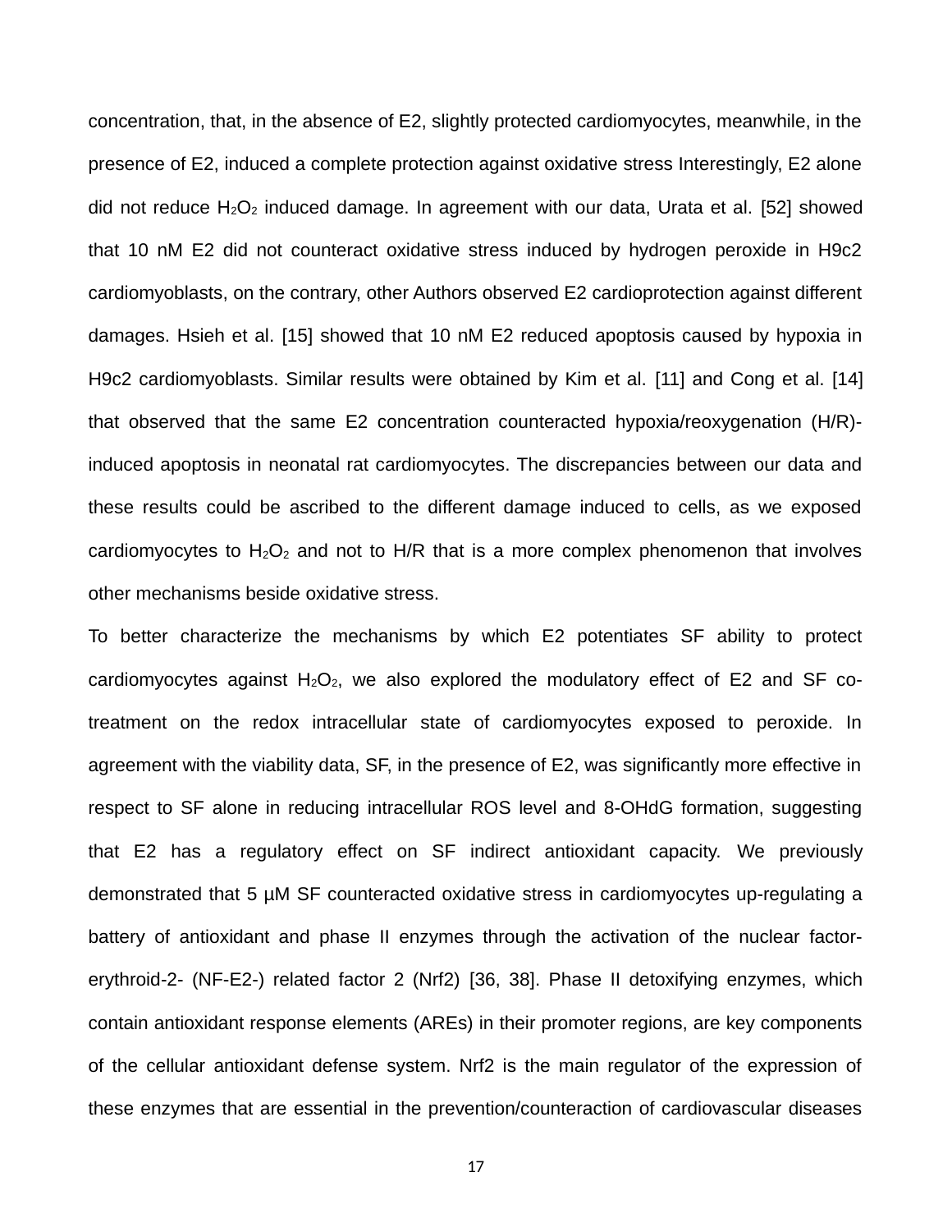concentration, that, in the absence of E2, slightly protected cardiomyocytes, meanwhile, in the presence of E2, induced a complete protection against oxidative stress Interestingly, E2 alone did not reduce $H_2O_2$ induced damage. In agreement with our data, Urata et al. [52] showed that 10 nM E2 did not counteract oxidative stress induced by hydrogen peroxide in H9c2 cardiomyoblasts, on the contrary, other Authors observed E2 cardioprotection against different damages. Hsieh et al. [15] showed that 10 nM E2 reduced apoptosis caused by hypoxia in H9c2 cardiomyoblasts. Similar results were obtained by Kim et al. [11] and Cong et al. [14] that observed that the same E2 concentration counteracted hypoxia/reoxygenation (H/R)-induced apoptosis in neonatal rat cardiomyocytes. The discrepancies between our data and these results could be ascribed to the different damage induced to cells, as we exposed cardiomyocytes to $H_2O_2$ and not to H/R that is a more complex phenomenon that involves other mechanisms beside oxidative stress.

To better characterize the mechanisms by which E2 potentiates SF ability to protect cardiomyocytes against $H_2O_2$, we also explored the modulatory effect of E2 and SF co-treatment on the redox intracellular state of cardiomyocytes exposed to peroxide. In agreement with the viability data, SF, in the presence of E2, was significantly more effective in respect to SF alone in reducing intracellular ROS level and 8-OHdG formation, suggesting that E2 has a regulatory effect on SF indirect antioxidant capacity. We previously demonstrated that 5 μM SF counteracted oxidative stress in cardiomyocytes up-regulating a battery of antioxidant and phase II enzymes through the activation of the nuclear factor-erythroid-2- (NF-E2-) related factor 2 (Nrf2) [36, 38]. Phase II detoxifying enzymes, which contain antioxidant response elements (AREs) in their promoter regions, are key components of the cellular antioxidant defense system. Nrf2 is the main regulator of the expression of these enzymes that are essential in the prevention/counteraction of cardiovascular diseases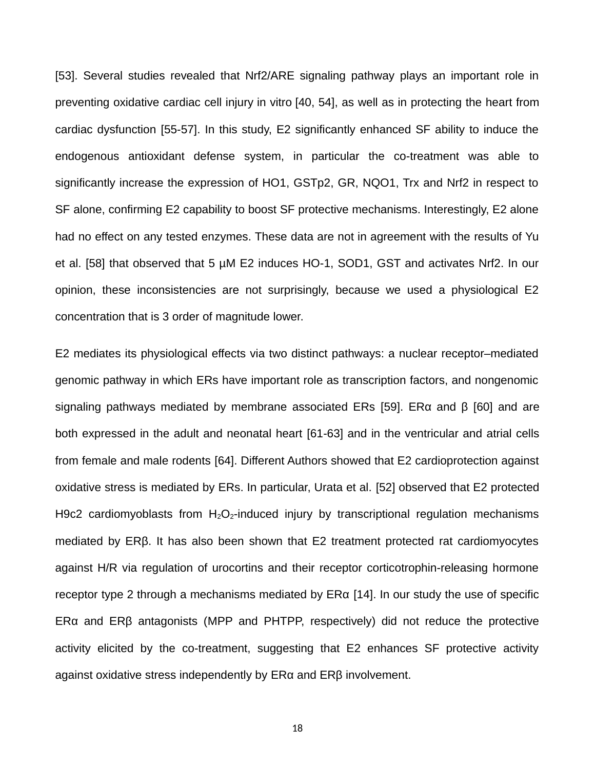[53]. Several studies revealed that Nrf2/ARE signaling pathway plays an important role in preventing oxidative cardiac cell injury in vitro [40, 54], as well as in protecting the heart from cardiac dysfunction [55-57]. In this study, E2 significantly enhanced SF ability to induce the endogenous antioxidant defense system, in particular the co-treatment was able to significantly increase the expression of HO1, GSTp2, GR, NQO1, Trx and Nrf2 in respect to SF alone, confirming E2 capability to boost SF protective mechanisms. Interestingly, E2 alone had no effect on any tested enzymes. These data are not in agreement with the results of Yu et al. [58] that observed that 5 μM E2 induces HO-1, SOD1, GST and activates Nrf2. In our opinion, these inconsistencies are not surprisingly, because we used a physiological E2 concentration that is 3 order of magnitude lower.

E2 mediates its physiological effects via two distinct pathways: a nuclear receptor–mediated genomic pathway in which ERs have important role as transcription factors, and nongenomic signaling pathways mediated by membrane associated ERs [59]. ERα and β [60] and are both expressed in the adult and neonatal heart [61-63] and in the ventricular and atrial cells from female and male rodents [64]. Different Authors showed that E2 cardioprotection against oxidative stress is mediated by ERs. In particular, Urata et al. [52] observed that E2 protected H9c2 cardiomyoblasts from $H_2O_2$-induced injury by transcriptional regulation mechanisms mediated by ERβ. It has also been shown that E2 treatment protected rat cardiomyocytes against H/R via regulation of urocortins and their receptor corticotrophin-releasing hormone receptor type 2 through a mechanisms mediated by ERα [14]. In our study the use of specific ERα and ERβ antagonists (MPP and PHTPP, respectively) did not reduce the protective activity elicited by the co-treatment, suggesting that E2 enhances SF protective activity against oxidative stress independently by ERα and ERβ involvement.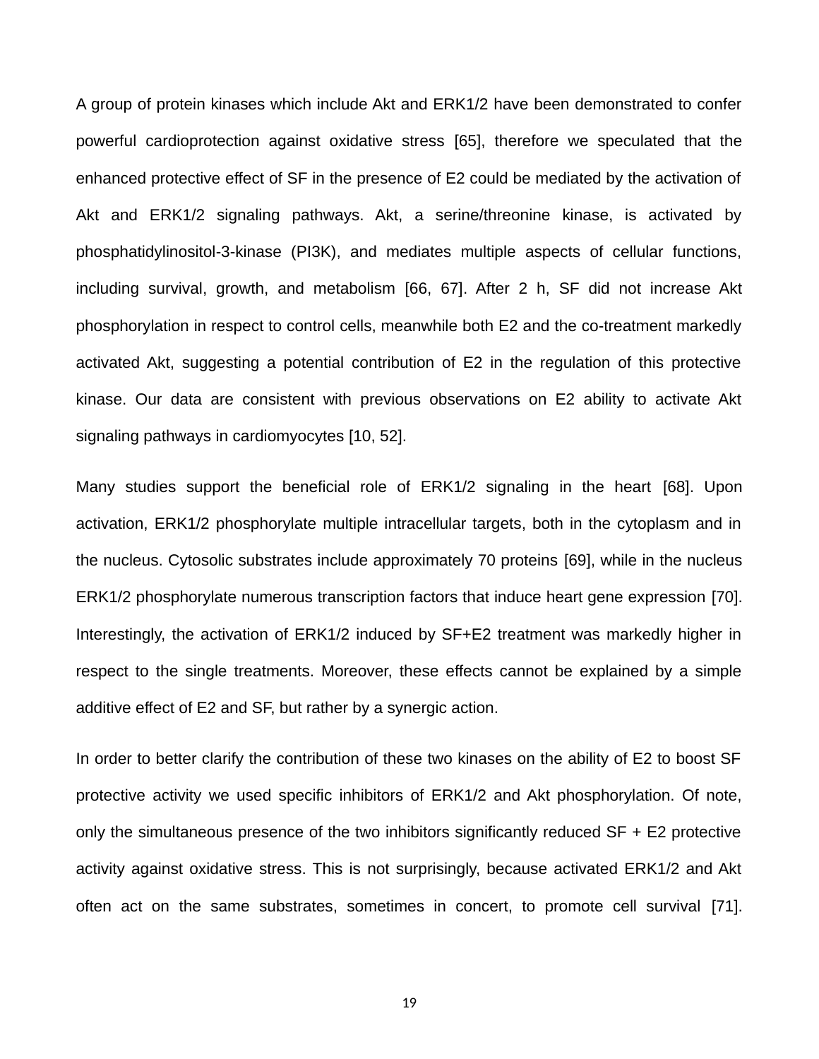A group of protein kinases which include Akt and ERK1/2 have been demonstrated to confer powerful cardioprotection against oxidative stress [65], therefore we speculated that the enhanced protective effect of SF in the presence of E2 could be mediated by the activation of Akt and ERK1/2 signaling pathways. Akt, a serine/threonine kinase, is activated by phosphatidylinositol-3-kinase (PI3K), and mediates multiple aspects of cellular functions, including survival, growth, and metabolism [66, 67]. After 2 h, SF did not increase Akt phosphorylation in respect to control cells, meanwhile both E2 and the co-treatment markedly activated Akt, suggesting a potential contribution of E2 in the regulation of this protective kinase. Our data are consistent with previous observations on E2 ability to activate Akt signaling pathways in cardiomyocytes [10, 52].

Many studies support the beneficial role of ERK1/2 signaling in the heart [68]. Upon activation, ERK1/2 phosphorylate multiple intracellular targets, both in the cytoplasm and in the nucleus. Cytosolic substrates include approximately 70 proteins [69], while in the nucleus ERK1/2 phosphorylate numerous transcription factors that induce heart gene expression [70]. Interestingly, the activation of ERK1/2 induced by SF+E2 treatment was markedly higher in respect to the single treatments. Moreover, these effects cannot be explained by a simple additive effect of E2 and SF, but rather by a synergic action.

In order to better clarify the contribution of these two kinases on the ability of E2 to boost SF protective activity we used specific inhibitors of ERK1/2 and Akt phosphorylation. Of note, only the simultaneous presence of the two inhibitors significantly reduced SF + E2 protective activity against oxidative stress. This is not surprisingly, because activated ERK1/2 and Akt often act on the same substrates, sometimes in concert, to promote cell survival [71].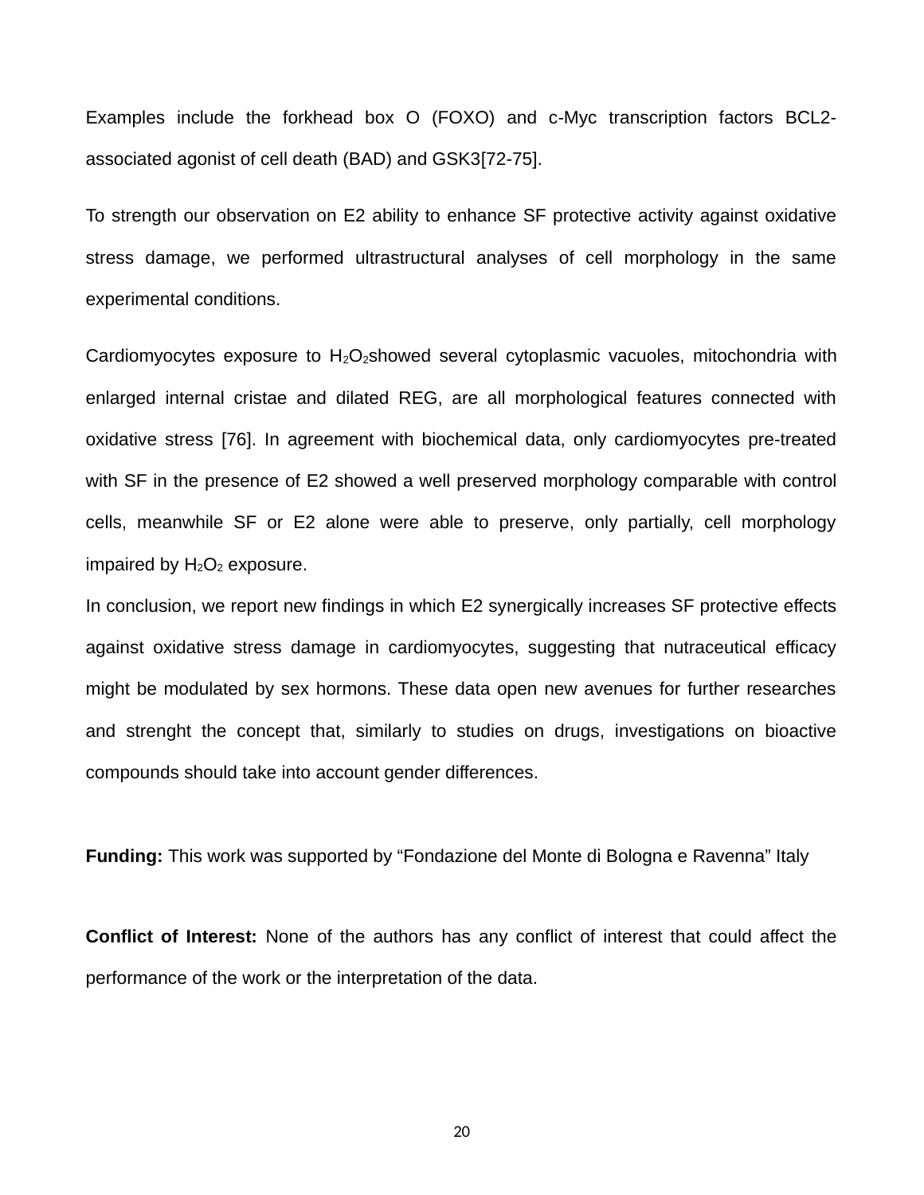Examples include the forkhead box O (FOXO) and c-Myc transcription factors BCL2-associated agonist of cell death (BAD) and GSK3[72-75].

To strength our observation on E2 ability to enhance SF protective activity against oxidative stress damage, we performed ultrastructural analyses of cell morphology in the same experimental conditions.

Cardiomyocytes exposure to $H_2O_2$showed several cytoplasmic vacuoles, mitochondria with enlarged internal cristae and dilated REG, are all morphological features connected with oxidative stress [76]. In agreement with biochemical data, only cardiomyocytes pre-treated with SF in the presence of E2 showed a well preserved morphology comparable with control cells, meanwhile SF or E2 alone were able to preserve, only partially, cell morphology impaired by $H_2O_2$ exposure.

In conclusion, we report new findings in which E2 synergically increases SF protective effects against oxidative stress damage in cardiomyocytes, suggesting that nutraceutical efficacy might be modulated by sex hormons. These data open new avenues for further researches and strenght the concept that, similarly to studies on drugs, investigations on bioactive compounds should take into account gender differences.

**Funding:** This work was supported by “Fondazione del Monte di Bologna e Ravenna” Italy

**Conflict of Interest:** None of the authors has any conflict of interest that could affect the performance of the work or the interpretation of the data.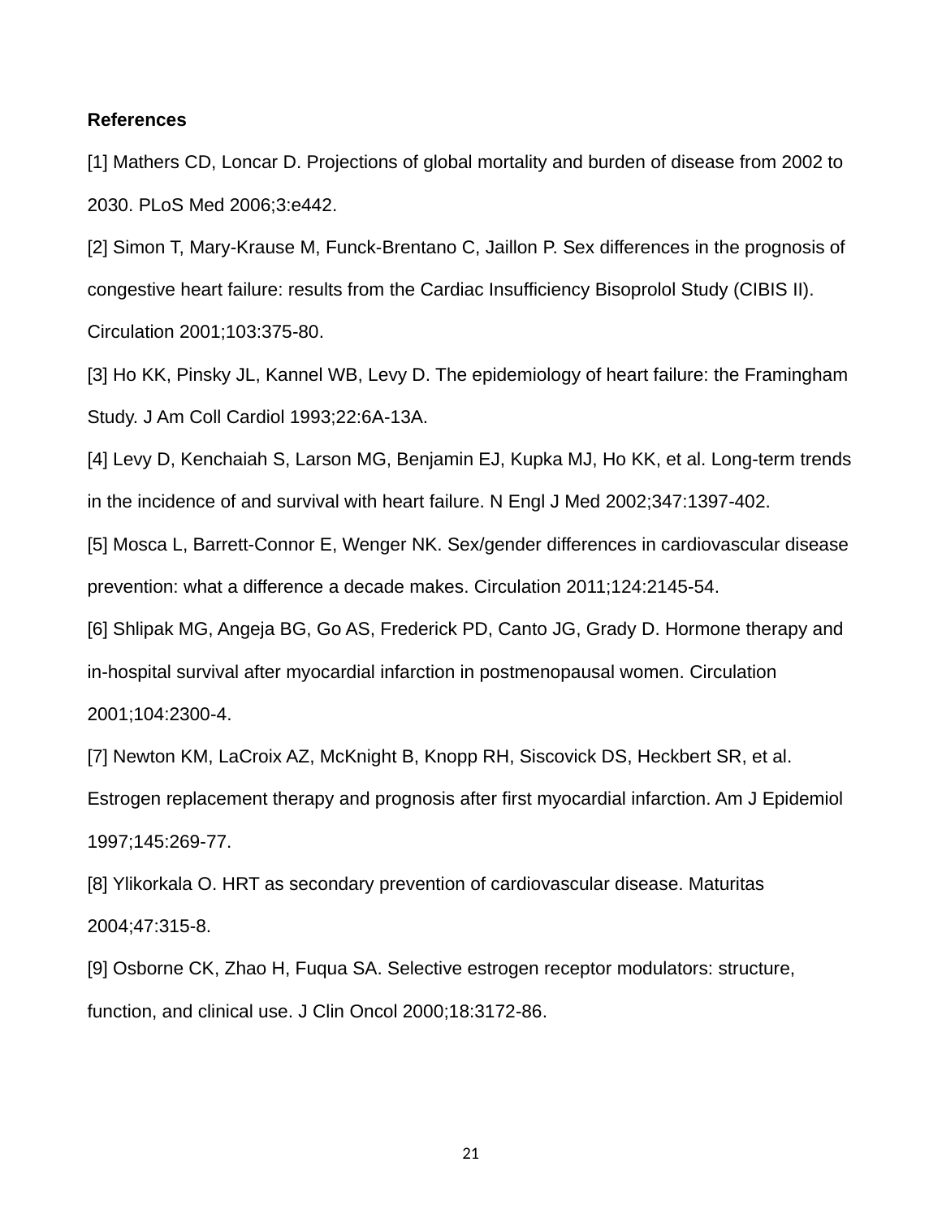**References**

[1] Mathers CD, Loncar D. Projections of global mortality and burden of disease from 2002 to 2030. PLoS Med 2006;3:e442.

[2] Simon T, Mary-Krause M, Funck-Brentano C, Jaillon P. Sex differences in the prognosis of congestive heart failure: results from the Cardiac Insufficiency Bisoprolol Study (CIBIS II). Circulation 2001;103:375-80.

[3] Ho KK, Pinsky JL, Kannel WB, Levy D. The epidemiology of heart failure: the Framingham Study. J Am Coll Cardiol 1993;22:6A-13A.

[4] Levy D, Kenchaiah S, Larson MG, Benjamin EJ, Kupka MJ, Ho KK, et al. Long-term trends in the incidence of and survival with heart failure. N Engl J Med 2002;347:1397-402.

[5] Mosca L, Barrett-Connor E, Wenger NK. Sex/gender differences in cardiovascular disease prevention: what a difference a decade makes. Circulation 2011;124:2145-54.

[6] Shlipak MG, Angeja BG, Go AS, Frederick PD, Canto JG, Grady D. Hormone therapy and in-hospital survival after myocardial infarction in postmenopausal women. Circulation 2001;104:2300-4.

[7] Newton KM, LaCroix AZ, McKnight B, Knopp RH, Siscovick DS, Heckbert SR, et al. Estrogen replacement therapy and prognosis after first myocardial infarction. Am J Epidemiol 1997;145:269-77.

[8] Ylikorkala O. HRT as secondary prevention of cardiovascular disease. Maturitas 2004;47:315-8.

[9] Osborne CK, Zhao H, Fuqua SA. Selective estrogen receptor modulators: structure, function, and clinical use. J Clin Oncol 2000;18:3172-86.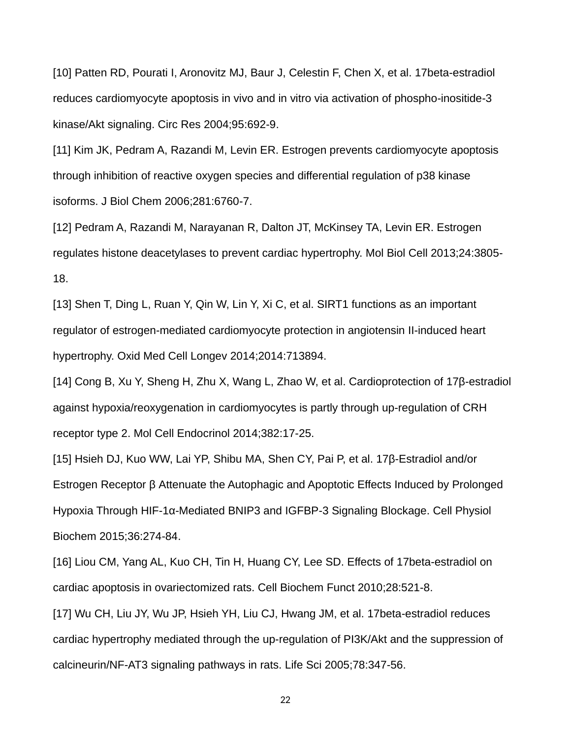[10] Patten RD, Pourati I, Aronovitz MJ, Baur J, Celestin F, Chen X, et al. 17beta-estradiol reduces cardiomyocyte apoptosis in vivo and in vitro via activation of phospho-inositide-3 kinase/Akt signaling. Circ Res 2004;95:692-9.

[11] Kim JK, Pedram A, Razandi M, Levin ER. Estrogen prevents cardiomyocyte apoptosis through inhibition of reactive oxygen species and differential regulation of p38 kinase isoforms. J Biol Chem 2006;281:6760-7.

[12] Pedram A, Razandi M, Narayanan R, Dalton JT, McKinsey TA, Levin ER. Estrogen regulates histone deacetylases to prevent cardiac hypertrophy. Mol Biol Cell 2013;24:3805-18.

[13] Shen T, Ding L, Ruan Y, Qin W, Lin Y, Xi C, et al. SIRT1 functions as an important regulator of estrogen-mediated cardiomyocyte protection in angiotensin II-induced heart hypertrophy. Oxid Med Cell Longev 2014;2014:713894.

[14] Cong B, Xu Y, Sheng H, Zhu X, Wang L, Zhao W, et al. Cardioprotection of 17β-estradiol against hypoxia/reoxygenation in cardiomyocytes is partly through up-regulation of CRH receptor type 2. Mol Cell Endocrinol 2014;382:17-25.

[15] Hsieh DJ, Kuo WW, Lai YP, Shibu MA, Shen CY, Pai P, et al. 17β-Estradiol and/or Estrogen Receptor β Attenuate the Autophagic and Apoptotic Effects Induced by Prolonged Hypoxia Through HIF-1α-Mediated BNIP3 and IGFBP-3 Signaling Blockage. Cell Physiol Biochem 2015;36:274-84.

[16] Liou CM, Yang AL, Kuo CH, Tin H, Huang CY, Lee SD. Effects of 17beta-estradiol on cardiac apoptosis in ovariectomized rats. Cell Biochem Funct 2010;28:521-8.

[17] Wu CH, Liu JY, Wu JP, Hsieh YH, Liu CJ, Hwang JM, et al. 17beta-estradiol reduces cardiac hypertrophy mediated through the up-regulation of PI3K/Akt and the suppression of calcineurin/NF-AT3 signaling pathways in rats. Life Sci 2005;78:347-56.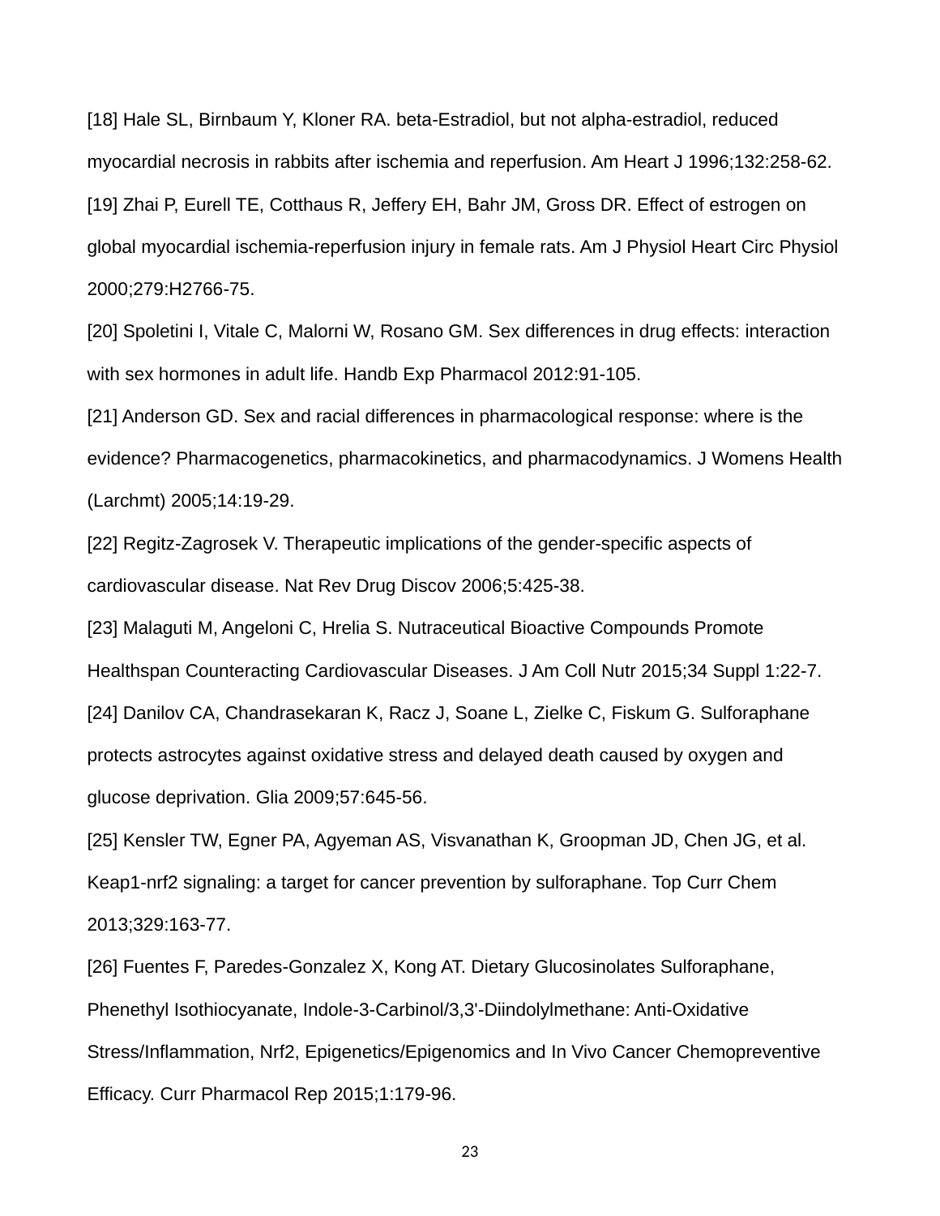[18] Hale SL, Birnbaum Y, Kloner RA. beta-Estradiol, but not alpha-estradiol, reduced myocardial necrosis in rabbits after ischemia and reperfusion. Am Heart J 1996;132:258-62.

[19] Zhai P, Eurell TE, Cotthaus R, Jeffery EH, Bahr JM, Gross DR. Effect of estrogen on global myocardial ischemia-reperfusion injury in female rats. Am J Physiol Heart Circ Physiol 2000;279:H2766-75.

[20] Spoletini I, Vitale C, Malorni W, Rosano GM. Sex differences in drug effects: interaction with sex hormones in adult life. Handb Exp Pharmacol 2012:91-105.

[21] Anderson GD. Sex and racial differences in pharmacological response: where is the evidence? Pharmacogenetics, pharmacokinetics, and pharmacodynamics. J Womens Health (Larchmt) 2005;14:19-29.

[22] Regitz-Zagrosek V. Therapeutic implications of the gender-specific aspects of cardiovascular disease. Nat Rev Drug Discov 2006;5:425-38.

[23] Malaguti M, Angeloni C, Hrelia S. Nutraceutical Bioactive Compounds Promote Healthspan Counteracting Cardiovascular Diseases. J Am Coll Nutr 2015;34 Suppl 1:22-7.

[24] Danilov CA, Chandrasekaran K, Racz J, Soane L, Zielke C, Fiskum G. Sulforaphane protects astrocytes against oxidative stress and delayed death caused by oxygen and glucose deprivation. Glia 2009;57:645-56.

[25] Kensler TW, Egner PA, Agyeman AS, Visvanathan K, Groopman JD, Chen JG, et al. Keap1-nrf2 signaling: a target for cancer prevention by sulforaphane. Top Curr Chem 2013;329:163-77.

[26] Fuentes F, Paredes-Gonzalez X, Kong AT. Dietary Glucosinolates Sulforaphane, Phenethyl Isothiocyanate, Indole-3-Carbinol/3,3'-Diindolylmethane: Anti-Oxidative Stress/Inflammation, Nrf2, Epigenetics/Epigenomics and In Vivo Cancer Chemopreventive Efficacy. Curr Pharmacol Rep 2015;1:179-96.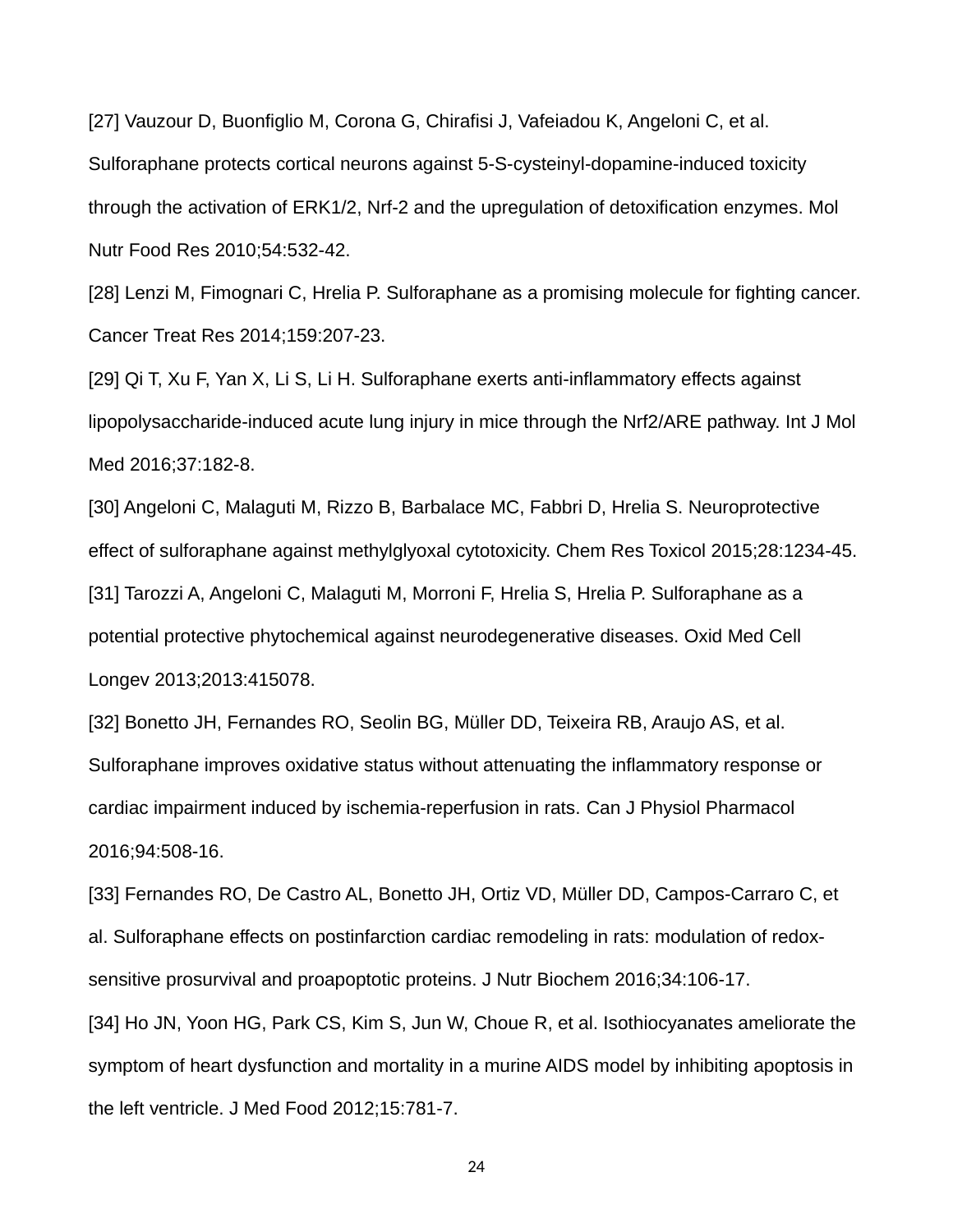[27] Vauzour D, Buonfiglio M, Corona G, Chirafisi J, Vafeiadou K, Angeloni C, et al. Sulforaphane protects cortical neurons against 5-S-cysteinyl-dopamine-induced toxicity through the activation of ERK1/2, Nrf-2 and the upregulation of detoxification enzymes. Mol Nutr Food Res 2010;54:532-42.

[28] Lenzi M, Fimognari C, Hrelia P. Sulforaphane as a promising molecule for fighting cancer. Cancer Treat Res 2014;159:207-23.

[29] Qi T, Xu F, Yan X, Li S, Li H. Sulforaphane exerts anti-inflammatory effects against lipopolysaccharide-induced acute lung injury in mice through the Nrf2/ARE pathway. Int J Mol Med 2016;37:182-8.

[30] Angeloni C, Malaguti M, Rizzo B, Barbalace MC, Fabbri D, Hrelia S. Neuroprotective effect of sulforaphane against methylglyoxal cytotoxicity. Chem Res Toxicol 2015;28:1234-45.

[31] Tarozzi A, Angeloni C, Malaguti M, Morroni F, Hrelia S, Hrelia P. Sulforaphane as a potential protective phytochemical against neurodegenerative diseases. Oxid Med Cell Longev 2013;2013:415078.

[32] Bonetto JH, Fernandes RO, Seolin BG, Müller DD, Teixeira RB, Araujo AS, et al. Sulforaphane improves oxidative status without attenuating the inflammatory response or cardiac impairment induced by ischemia-reperfusion in rats. Can J Physiol Pharmacol 2016;94:508-16.

[33] Fernandes RO, De Castro AL, Bonetto JH, Ortiz VD, Müller DD, Campos-Carraro C, et al. Sulforaphane effects on postinfarction cardiac remodeling in rats: modulation of redox-sensitive prosurvival and proapoptotic proteins. J Nutr Biochem 2016;34:106-17.

[34] Ho JN, Yoon HG, Park CS, Kim S, Jun W, Choue R, et al. Isothiocyanates ameliorate the symptom of heart dysfunction and mortality in a murine AIDS model by inhibiting apoptosis in the left ventricle. J Med Food 2012;15:781-7.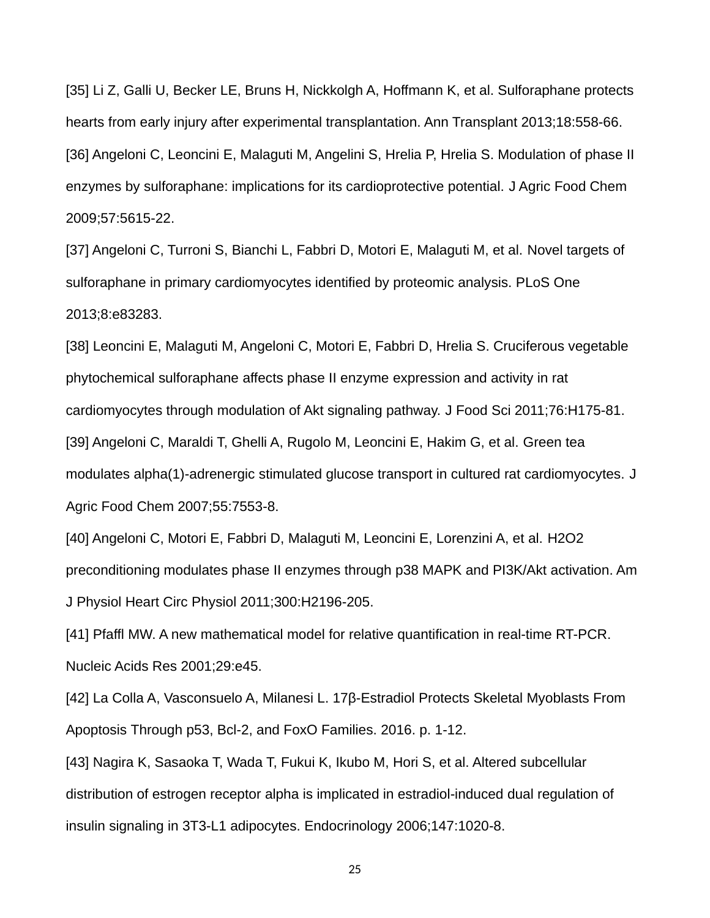[35] Li Z, Galli U, Becker LE, Bruns H, Nickkolgh A, Hoffmann K, et al. Sulforaphane protects hearts from early injury after experimental transplantation. Ann Transplant 2013;18:558-66.

[36] Angeloni C, Leoncini E, Malaguti M, Angelini S, Hrelia P, Hrelia S. Modulation of phase II enzymes by sulforaphane: implications for its cardioprotective potential. J Agric Food Chem 2009;57:5615-22.

[37] Angeloni C, Turroni S, Bianchi L, Fabbri D, Motori E, Malaguti M, et al. Novel targets of sulforaphane in primary cardiomyocytes identified by proteomic analysis. PLoS One 2013;8:e83283.

[38] Leoncini E, Malaguti M, Angeloni C, Motori E, Fabbri D, Hrelia S. Cruciferous vegetable phytochemical sulforaphane affects phase II enzyme expression and activity in rat cardiomyocytes through modulation of Akt signaling pathway. J Food Sci 2011;76:H175-81.

[39] Angeloni C, Maraldi T, Ghelli A, Rugolo M, Leoncini E, Hakim G, et al. Green tea modulates alpha(1)-adrenergic stimulated glucose transport in cultured rat cardiomyocytes. J Agric Food Chem 2007;55:7553-8.

[40] Angeloni C, Motori E, Fabbri D, Malaguti M, Leoncini E, Lorenzini A, et al. H2O2 preconditioning modulates phase II enzymes through p38 MAPK and PI3K/Akt activation. Am J Physiol Heart Circ Physiol 2011;300:H2196-205.

[41] Pfaffl MW. A new mathematical model for relative quantification in real-time RT-PCR. Nucleic Acids Res 2001;29:e45.

[42] La Colla A, Vasconsuelo A, Milanesi L. 17β-Estradiol Protects Skeletal Myoblasts From Apoptosis Through p53, Bcl-2, and FoxO Families. 2016. p. 1-12.

[43] Nagira K, Sasaoka T, Wada T, Fukui K, Ikubo M, Hori S, et al. Altered subcellular distribution of estrogen receptor alpha is implicated in estradiol-induced dual regulation of insulin signaling in 3T3-L1 adipocytes. Endocrinology 2006;147:1020-8.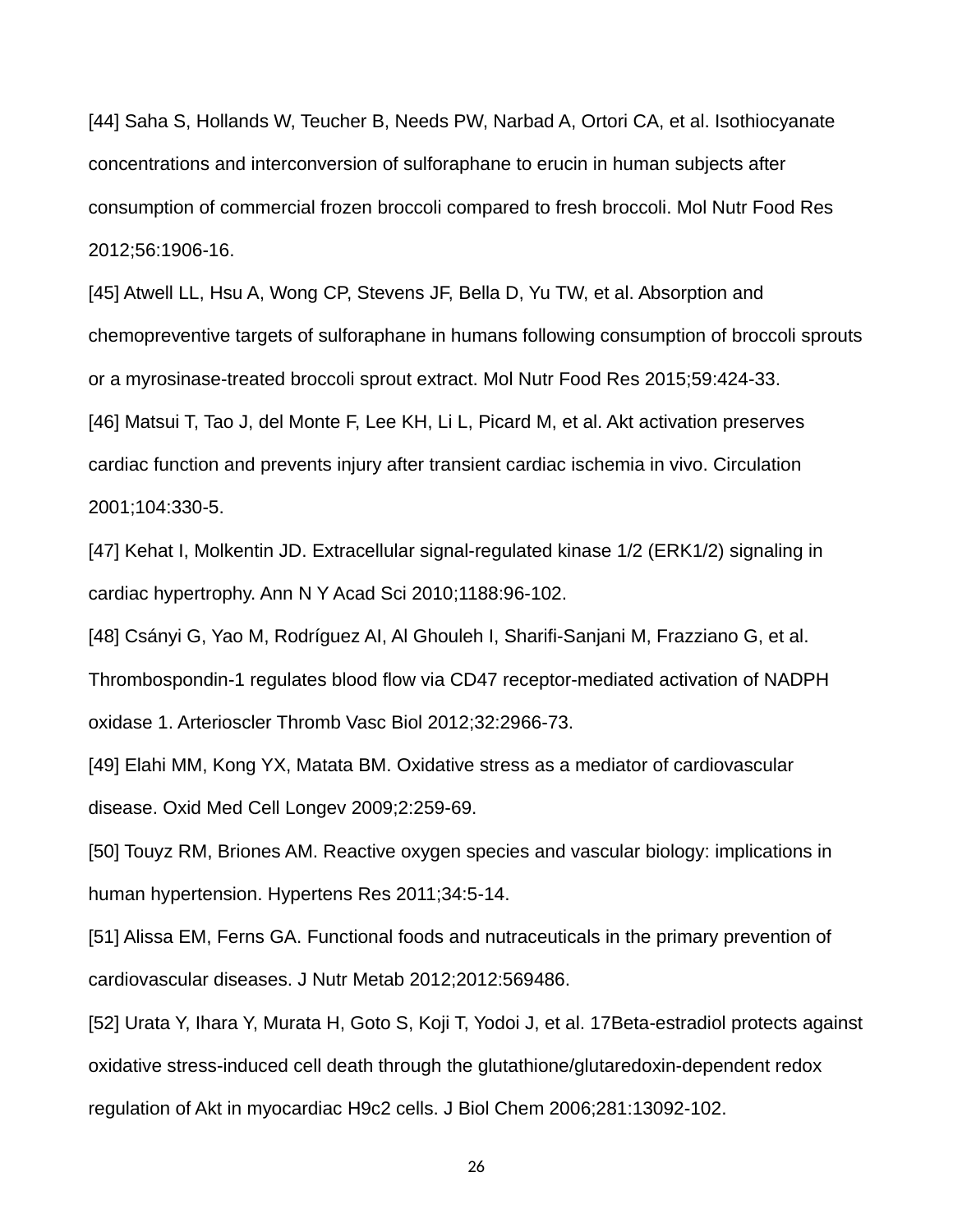[44] Saha S, Hollands W, Teucher B, Needs PW, Narbad A, Ortori CA, et al. Isothiocyanate concentrations and interconversion of sulforaphane to erucin in human subjects after consumption of commercial frozen broccoli compared to fresh broccoli. Mol Nutr Food Res 2012;56:1906-16.

[45] Atwell LL, Hsu A, Wong CP, Stevens JF, Bella D, Yu TW, et al. Absorption and chemopreventive targets of sulforaphane in humans following consumption of broccoli sprouts or a myrosinase-treated broccoli sprout extract. Mol Nutr Food Res 2015;59:424-33.

[46] Matsui T, Tao J, del Monte F, Lee KH, Li L, Picard M, et al. Akt activation preserves cardiac function and prevents injury after transient cardiac ischemia in vivo. Circulation 2001;104:330-5.

[47] Kehat I, Molkentin JD. Extracellular signal-regulated kinase 1/2 (ERK1/2) signaling in cardiac hypertrophy. Ann N Y Acad Sci 2010;1188:96-102.

[48] Csányi G, Yao M, Rodríguez AI, Al Ghouleh I, Sharifi-Sanjani M, Frazziano G, et al. Thrombospondin-1 regulates blood flow via CD47 receptor-mediated activation of NADPH oxidase 1. Arterioscler Thromb Vasc Biol 2012;32:2966-73.

[49] Elahi MM, Kong YX, Matata BM. Oxidative stress as a mediator of cardiovascular disease. Oxid Med Cell Longev 2009;2:259-69.

[50] Touyz RM, Briones AM. Reactive oxygen species and vascular biology: implications in human hypertension. Hypertens Res 2011;34:5-14.

[51] Alissa EM, Ferns GA. Functional foods and nutraceuticals in the primary prevention of cardiovascular diseases. J Nutr Metab 2012;2012:569486.

[52] Urata Y, Ihara Y, Murata H, Goto S, Koji T, Yodoi J, et al. 17Beta-estradiol protects against oxidative stress-induced cell death through the glutathione/glutaredoxin-dependent redox regulation of Akt in myocardiac H9c2 cells. J Biol Chem 2006;281:13092-102.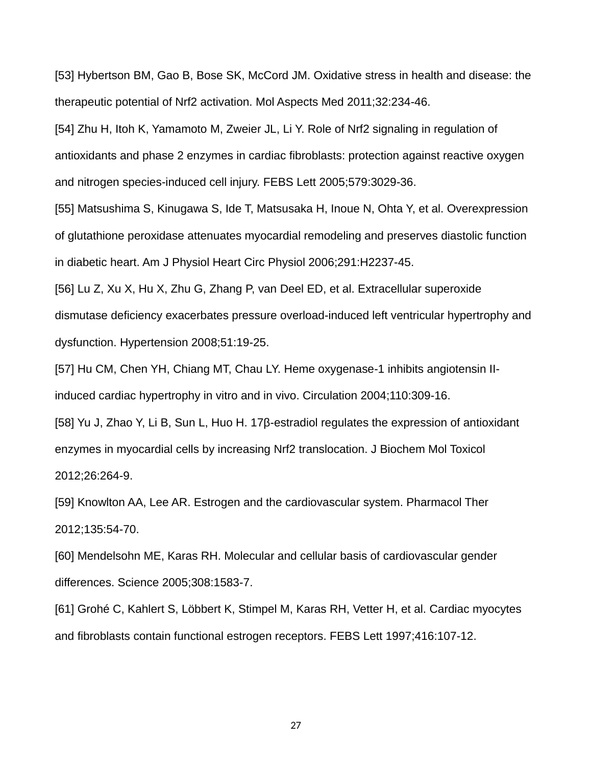[53] Hybertson BM, Gao B, Bose SK, McCord JM. Oxidative stress in health and disease: the therapeutic potential of Nrf2 activation. Mol Aspects Med 2011;32:234-46.

[54] Zhu H, Itoh K, Yamamoto M, Zweier JL, Li Y. Role of Nrf2 signaling in regulation of antioxidants and phase 2 enzymes in cardiac fibroblasts: protection against reactive oxygen and nitrogen species-induced cell injury. FEBS Lett 2005;579:3029-36.

[55] Matsushima S, Kinugawa S, Ide T, Matsusaka H, Inoue N, Ohta Y, et al. Overexpression of glutathione peroxidase attenuates myocardial remodeling and preserves diastolic function in diabetic heart. Am J Physiol Heart Circ Physiol 2006;291:H2237-45.

[56] Lu Z, Xu X, Hu X, Zhu G, Zhang P, van Deel ED, et al. Extracellular superoxide dismutase deficiency exacerbates pressure overload-induced left ventricular hypertrophy and dysfunction. Hypertension 2008;51:19-25.

[57] Hu CM, Chen YH, Chiang MT, Chau LY. Heme oxygenase-1 inhibits angiotensin II-induced cardiac hypertrophy in vitro and in vivo. Circulation 2004;110:309-16.

[58] Yu J, Zhao Y, Li B, Sun L, Huo H. 17β-estradiol regulates the expression of antioxidant enzymes in myocardial cells by increasing Nrf2 translocation. J Biochem Mol Toxicol 2012;26:264-9.

[59] Knowlton AA, Lee AR. Estrogen and the cardiovascular system. Pharmacol Ther 2012;135:54-70.

[60] Mendelsohn ME, Karas RH. Molecular and cellular basis of cardiovascular gender differences. Science 2005;308:1583-7.

[61] Grohé C, Kahlert S, Löbbert K, Stimpel M, Karas RH, Vetter H, et al. Cardiac myocytes and fibroblasts contain functional estrogen receptors. FEBS Lett 1997;416:107-12.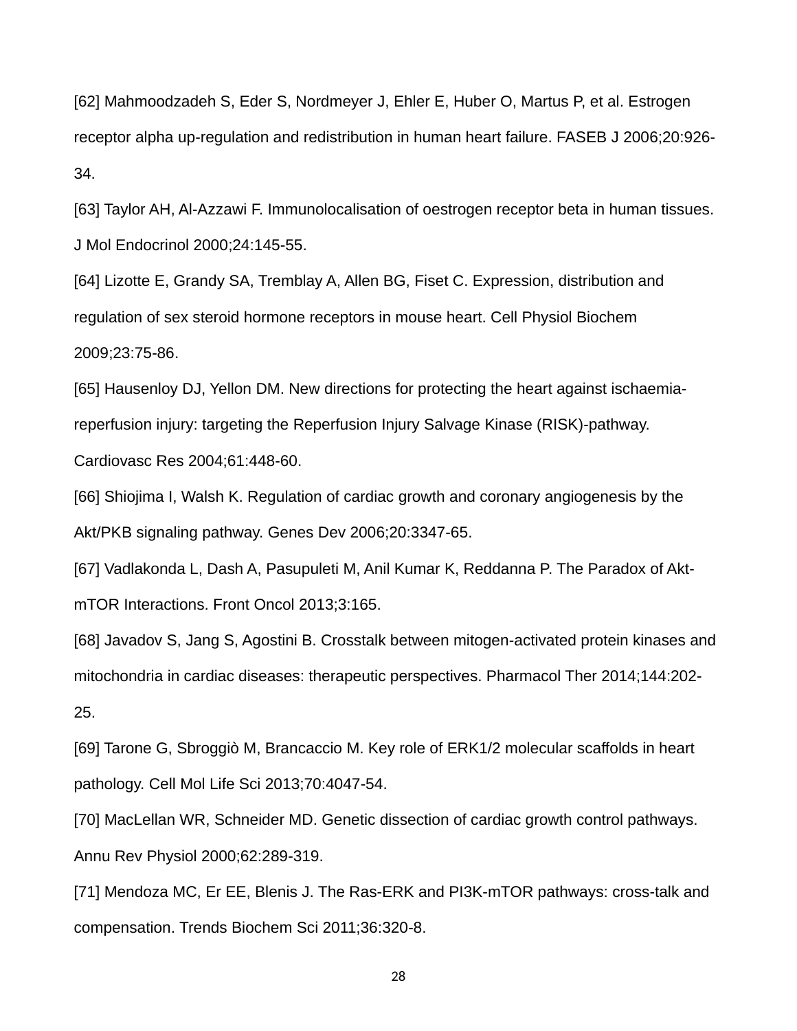[62] Mahmoodzadeh S, Eder S, Nordmeyer J, Ehler E, Huber O, Martus P, et al. Estrogen receptor alpha up-regulation and redistribution in human heart failure. FASEB J 2006;20:926-34.

[63] Taylor AH, Al-Azzawi F. Immunolocalisation of oestrogen receptor beta in human tissues. J Mol Endocrinol 2000;24:145-55.

[64] Lizotte E, Grandy SA, Tremblay A, Allen BG, Fiset C. Expression, distribution and regulation of sex steroid hormone receptors in mouse heart. Cell Physiol Biochem 2009;23:75-86.

[65] Hausenloy DJ, Yellon DM. New directions for protecting the heart against ischaemia-reperfusion injury: targeting the Reperfusion Injury Salvage Kinase (RISK)-pathway. Cardiovasc Res 2004;61:448-60.

[66] Shiojima I, Walsh K. Regulation of cardiac growth and coronary angiogenesis by the Akt/PKB signaling pathway. Genes Dev 2006;20:3347-65.

[67] Vadlakonda L, Dash A, Pasupuleti M, Anil Kumar K, Reddanna P. The Paradox of Akt-mTOR Interactions. Front Oncol 2013;3:165.

[68] Javadov S, Jang S, Agostini B. Crosstalk between mitogen-activated protein kinases and mitochondria in cardiac diseases: therapeutic perspectives. Pharmacol Ther 2014;144:202-25.

[69] Tarone G, Sbroggiò M, Brancaccio M. Key role of ERK1/2 molecular scaffolds in heart pathology. Cell Mol Life Sci 2013;70:4047-54.

[70] MacLellan WR, Schneider MD. Genetic dissection of cardiac growth control pathways. Annu Rev Physiol 2000;62:289-319.

[71] Mendoza MC, Er EE, Blenis J. The Ras-ERK and PI3K-mTOR pathways: cross-talk and compensation. Trends Biochem Sci 2011;36:320-8.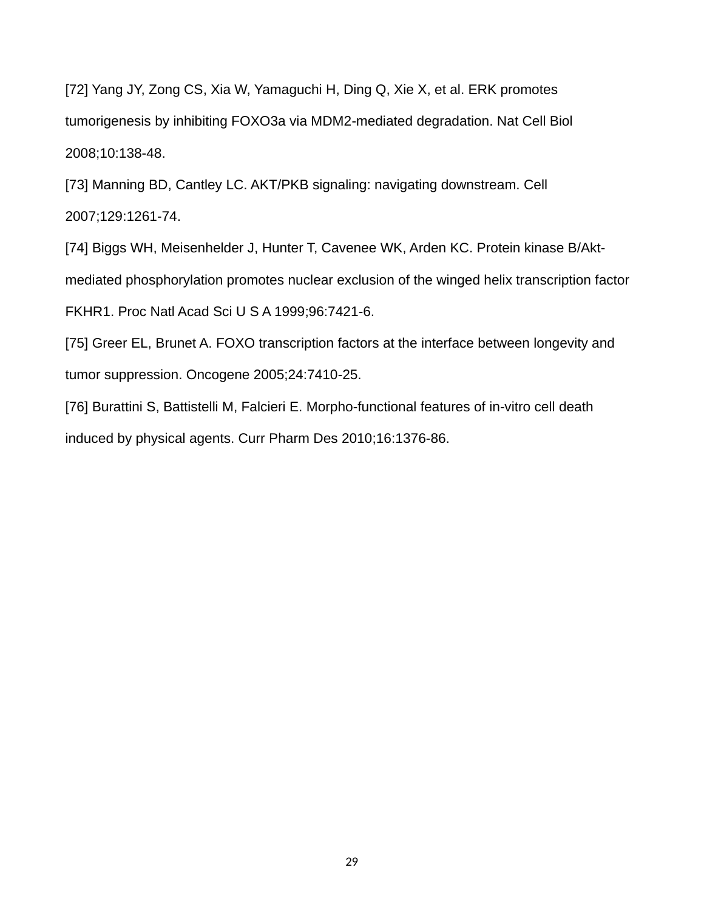[72] Yang JY, Zong CS, Xia W, Yamaguchi H, Ding Q, Xie X, et al. ERK promotes tumorigenesis by inhibiting FOXO3a via MDM2-mediated degradation. Nat Cell Biol 2008;10:138-48.

[73] Manning BD, Cantley LC. AKT/PKB signaling: navigating downstream. Cell 2007;129:1261-74.

[74] Biggs WH, Meisenhelder J, Hunter T, Cavenee WK, Arden KC. Protein kinase B/Akt-mediated phosphorylation promotes nuclear exclusion of the winged helix transcription factor FKHR1. Proc Natl Acad Sci U S A 1999;96:7421-6.

[75] Greer EL, Brunet A. FOXO transcription factors at the interface between longevity and tumor suppression. Oncogene 2005;24:7410-25.

[76] Burattini S, Battistelli M, Falcieri E. Morpho-functional features of in-vitro cell death induced by physical agents. Curr Pharm Des 2010;16:1376-86.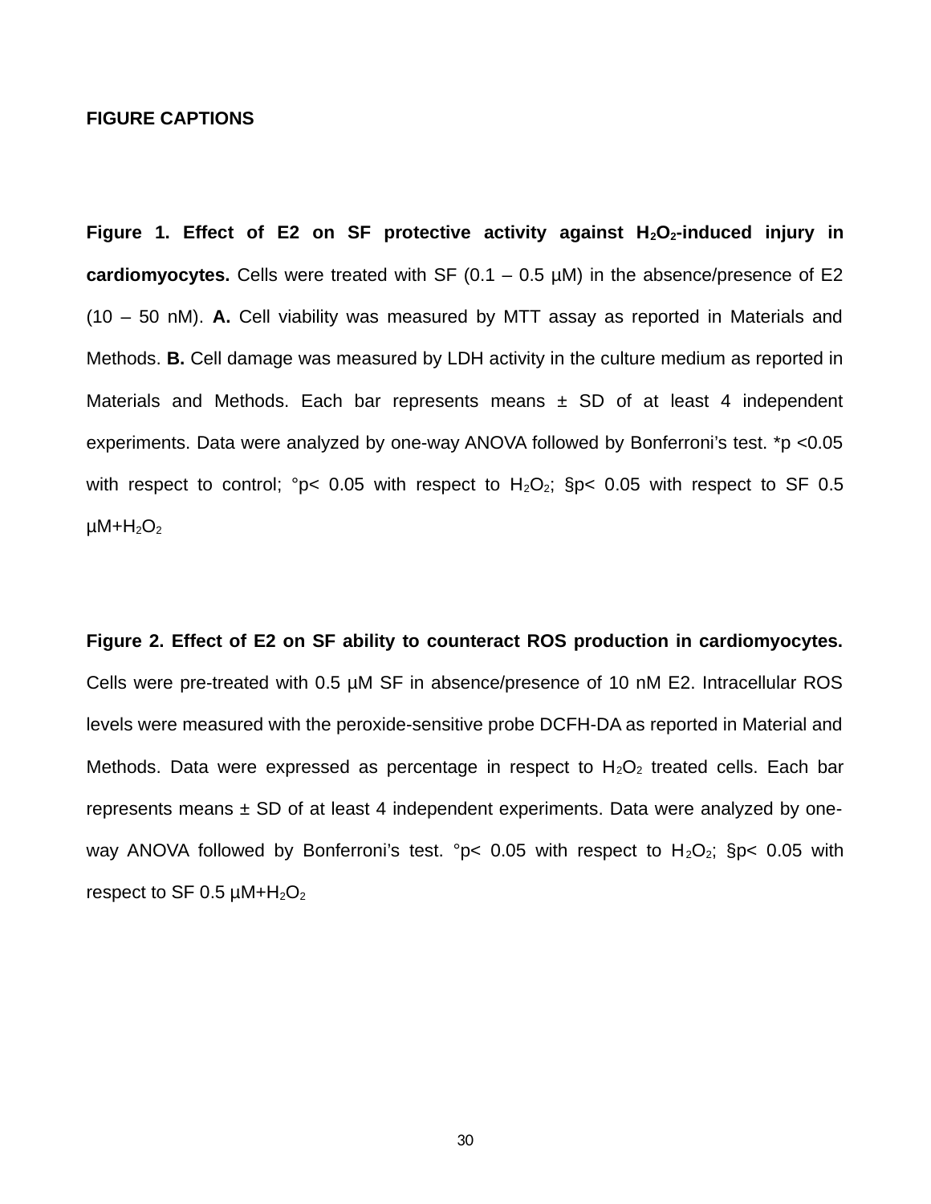## FIGURE CAPTIONS

**Figure 1. Effect of E2 on SF protective activity against $H_2O_2$-induced injury in cardiomyocytes.** Cells were treated with SF (0.1 – 0.5 µM) in the absence/presence of E2 (10 – 50 nM). **A.** Cell viability was measured by MTT assay as reported in Materials and Methods. **B.** Cell damage was measured by LDH activity in the culture medium as reported in Materials and Methods. Each bar represents means ± SD of at least 4 independent experiments. Data were analyzed by one-way ANOVA followed by Bonferroni's test. *$p < 0.05$ with respect to control; °$p < 0.05$ with respect to $H_2O_2$; §$p < 0.05$ with respect to SF 0.5 µM+$H_2O_2$

**Figure 2. Effect of E2 on SF ability to counteract ROS production in cardiomyocytes.** Cells were pre-treated with 0.5 µM SF in absence/presence of 10 nM E2. Intracellular ROS levels were measured with the peroxide-sensitive probe DCFH-DA as reported in Material and Methods. Data were expressed as percentage in respect to $H_2O_2$ treated cells. Each bar represents means ± SD of at least 4 independent experiments. Data were analyzed by one-way ANOVA followed by Bonferroni's test. °$p < 0.05$ with respect to $H_2O_2$; §$p < 0.05$ with respect to SF 0.5 µM+$H_2O_2$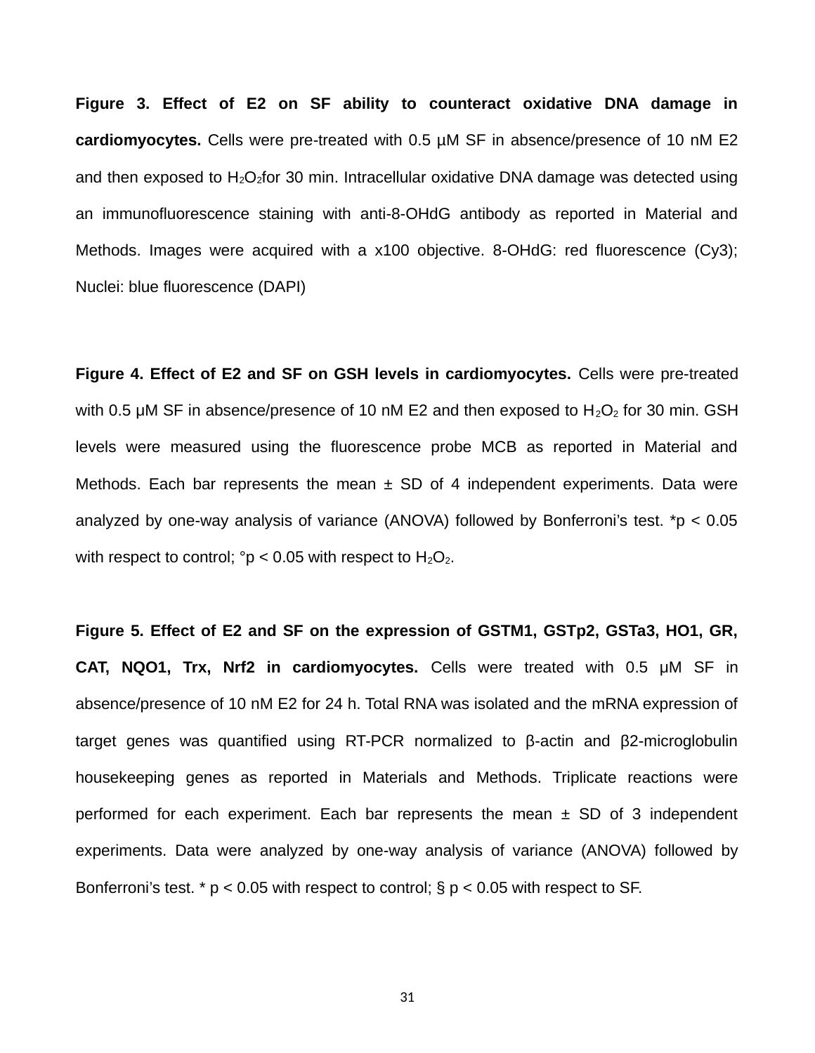**Figure 3. Effect of E2 on SF ability to counteract oxidative DNA damage in cardiomyocytes.** Cells were pre-treated with 0.5 µM SF in absence/presence of 10 nM E2 and then exposed to $H_2O_2$for 30 min. Intracellular oxidative DNA damage was detected using an immunofluorescence staining with anti-8-OHdG antibody as reported in Material and Methods. Images were acquired with a x100 objective. 8-OHdG: red fluorescence (Cy3); Nuclei: blue fluorescence (DAPI)

**Figure 4. Effect of E2 and SF on GSH levels in cardiomyocytes.** Cells were pre-treated with 0.5 µM SF in absence/presence of 10 nM E2 and then exposed to $H_2O_2$ for 30 min. GSH levels were measured using the fluorescence probe MCB as reported in Material and Methods. Each bar represents the mean ± SD of 4 independent experiments. Data were analyzed by one-way analysis of variance (ANOVA) followed by Bonferroni's test. *$p < 0.05$ with respect to control; °$p < 0.05$ with respect to $H_2O_2$.

**Figure 5. Effect of E2 and SF on the expression of GSTM1, GSTp2, GSTa3, HO1, GR, CAT, NQO1, Trx, Nrf2 in cardiomyocytes.** Cells were treated with 0.5 µM SF in absence/presence of 10 nM E2 for 24 h. Total RNA was isolated and the mRNA expression of target genes was quantified using RT-PCR normalized to β-actin and β2-microglobulin housekeeping genes as reported in Materials and Methods. Triplicate reactions were performed for each experiment. Each bar represents the mean ± SD of 3 independent experiments. Data were analyzed by one-way analysis of variance (ANOVA) followed by Bonferroni's test. * $p < 0.05$ with respect to control; § $p < 0.05$ with respect to SF.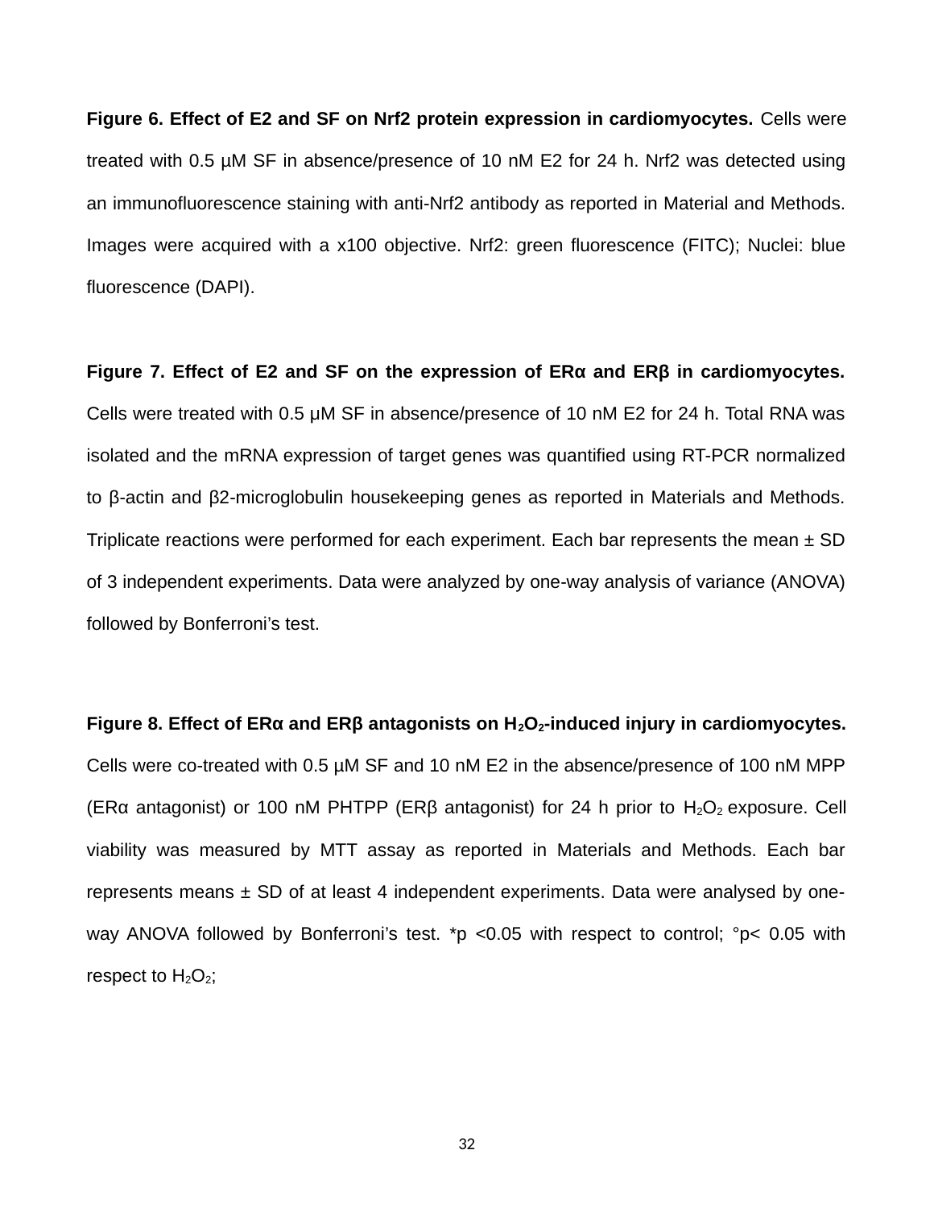**Figure 6. Effect of E2 and SF on Nrf2 protein expression in cardiomyocytes.** Cells were treated with 0.5 µM SF in absence/presence of 10 nM E2 for 24 h. Nrf2 was detected using an immunofluorescence staining with anti-Nrf2 antibody as reported in Material and Methods. Images were acquired with a x100 objective. Nrf2: green fluorescence (FITC); Nuclei: blue fluorescence (DAPI).

**Figure 7. Effect of E2 and SF on the expression of ERα and ERβ in cardiomyocytes.** Cells were treated with 0.5 µM SF in absence/presence of 10 nM E2 for 24 h. Total RNA was isolated and the mRNA expression of target genes was quantified using RT-PCR normalized to β-actin and β2-microglobulin housekeeping genes as reported in Materials and Methods. Triplicate reactions were performed for each experiment. Each bar represents the mean ± SD of 3 independent experiments. Data were analyzed by one-way analysis of variance (ANOVA) followed by Bonferroni's test.

**Figure 8. Effect of ERα and ERβ antagonists on $H_2O_2$-induced injury in cardiomyocytes.** Cells were co-treated with 0.5 µM SF and 10 nM E2 in the absence/presence of 100 nM MPP (ERα antagonist) or 100 nM PHTPP (ERβ antagonist) for 24 h prior to $H_2O_2$ exposure. Cell viability was measured by MTT assay as reported in Materials and Methods. Each bar represents means ± SD of at least 4 independent experiments. Data were analysed by one-way ANOVA followed by Bonferroni's test. *$p < 0.05$ with respect to control; °$p < 0.05$ with respect to $H_2O_2$;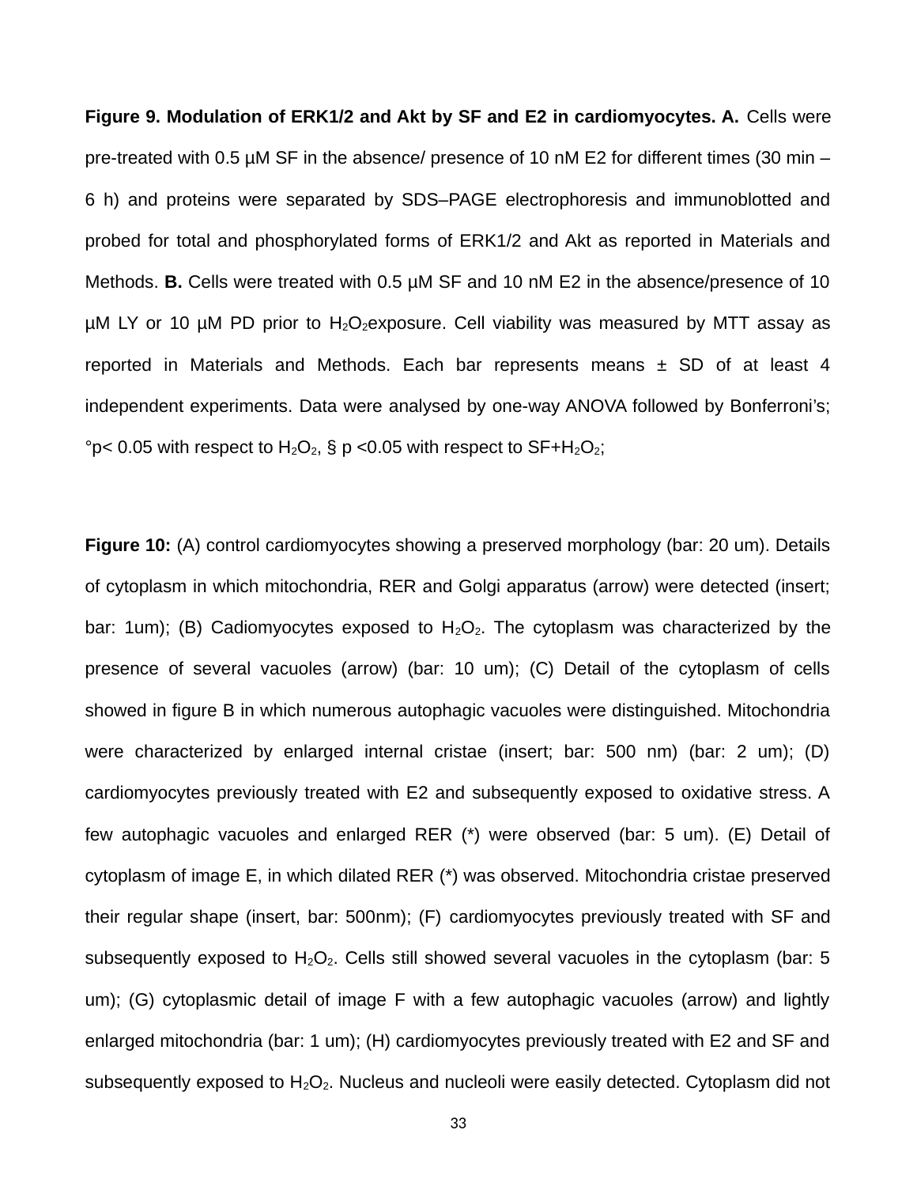**Figure 9. Modulation of ERK1/2 and Akt by SF and E2 in cardiomyocytes. A.** Cells were pre-treated with 0.5 µM SF in the absence/ presence of 10 nM E2 for different times (30 min – 6 h) and proteins were separated by SDS–PAGE electrophoresis and immunoblotted and probed for total and phosphorylated forms of ERK1/2 and Akt as reported in Materials and Methods. **B.** Cells were treated with 0.5 µM SF and 10 nM E2 in the absence/presence of 10 µM LY or 10 µM PD prior to $H_2O_2$exposure. Cell viability was measured by MTT assay as reported in Materials and Methods. Each bar represents means ± SD of at least 4 independent experiments. Data were analysed by one-way ANOVA followed by Bonferroni's; °p< 0.05 with respect to $H_2O_2$, § p <0.05 with respect to SF+$H_2O_2$;

**Figure 10:** (A) control cardiomyocytes showing a preserved morphology (bar: 20 um). Details of cytoplasm in which mitochondria, RER and Golgi apparatus (arrow) were detected (insert; bar: 1um); (B) Cadiomyocytes exposed to $H_2O_2$. The cytoplasm was characterized by the presence of several vacuoles (arrow) (bar: 10 um); (C) Detail of the cytoplasm of cells showed in figure B in which numerous autophagic vacuoles were distinguished. Mitochondria were characterized by enlarged internal cristae (insert; bar: 500 nm) (bar: 2 um); (D) cardiomyocytes previously treated with E2 and subsequently exposed to oxidative stress. A few autophagic vacuoles and enlarged RER (*) were observed (bar: 5 um). (E) Detail of cytoplasm of image E, in which dilated RER (*) was observed. Mitochondria cristae preserved their regular shape (insert, bar: 500nm); (F) cardiomyocytes previously treated with SF and subsequently exposed to $H_2O_2$. Cells still showed several vacuoles in the cytoplasm (bar: 5 um); (G) cytoplasmic detail of image F with a few autophagic vacuoles (arrow) and lightly enlarged mitochondria (bar: 1 um); (H) cardiomyocytes previously treated with E2 and SF and subsequently exposed to $H_2O_2$. Nucleus and nucleoli were easily detected. Cytoplasm did not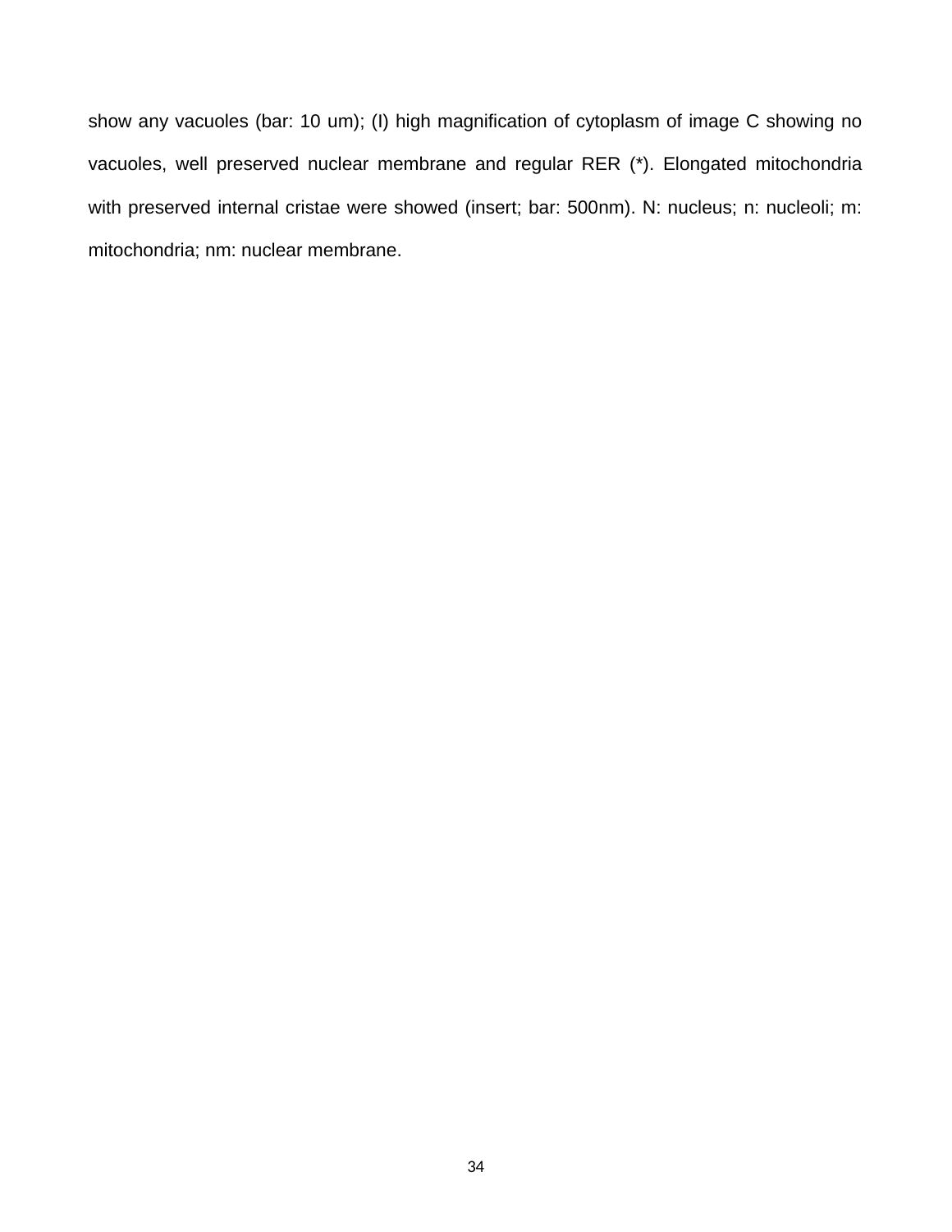show any vacuoles (bar: 10 um); (I) high magnification of cytoplasm of image C showing no vacuoles, well preserved nuclear membrane and regular RER (*). Elongated mitochondria with preserved internal cristae were showed (insert; bar: 500nm). N: nucleus; n: nucleoli; m: mitochondria; nm: nuclear membrane.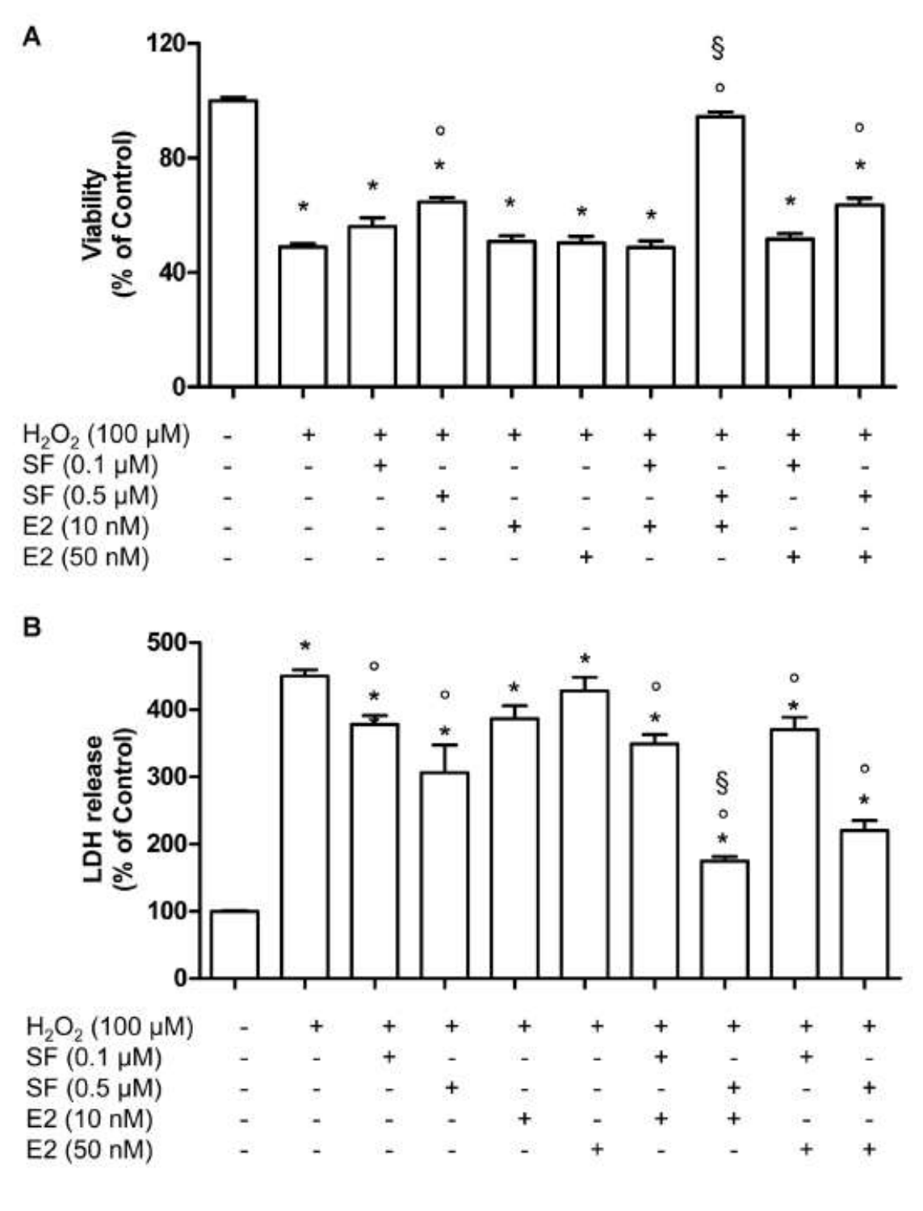**A**

Viability (% of Control)

| | | | | | | | | | |
|---|---|---|---|---|---|---|---|---|---|
| $H_2O_2$ (100 µM) | - | + | + | + | + | + | + | + | + | + |
| SF (0.1 µM) | - | - | + | - | - | - | + | - | + | - |
| SF (0.5 µM) | - | - | - | + | - | - | - | + | - | + |
| E2 (10 nM) | - | - | - | - | + | - | + | + | - | - |
| E2 (50 nM) | - | - | - | - | - | + | - | - | + | + |

**B**

LDH release (% of Control)

| | | | | | | | | | |
|---|---|---|---|---|---|---|---|---|---|
| $H_2O_2$ (100 µM) | - | + | + | + | + | + | + | + | + | + |
| SF (0.1 µM) | - | - | + | - | - | - | + | - | + | - |
| SF (0.5 µM) | - | - | - | + | - | - | - | + | - | + |
| E2 (10 nM) | - | - | - | - | + | - | + | + | - | - |
| E2 (50 nM) | - | - | - | - | - | + | - | - | + | + |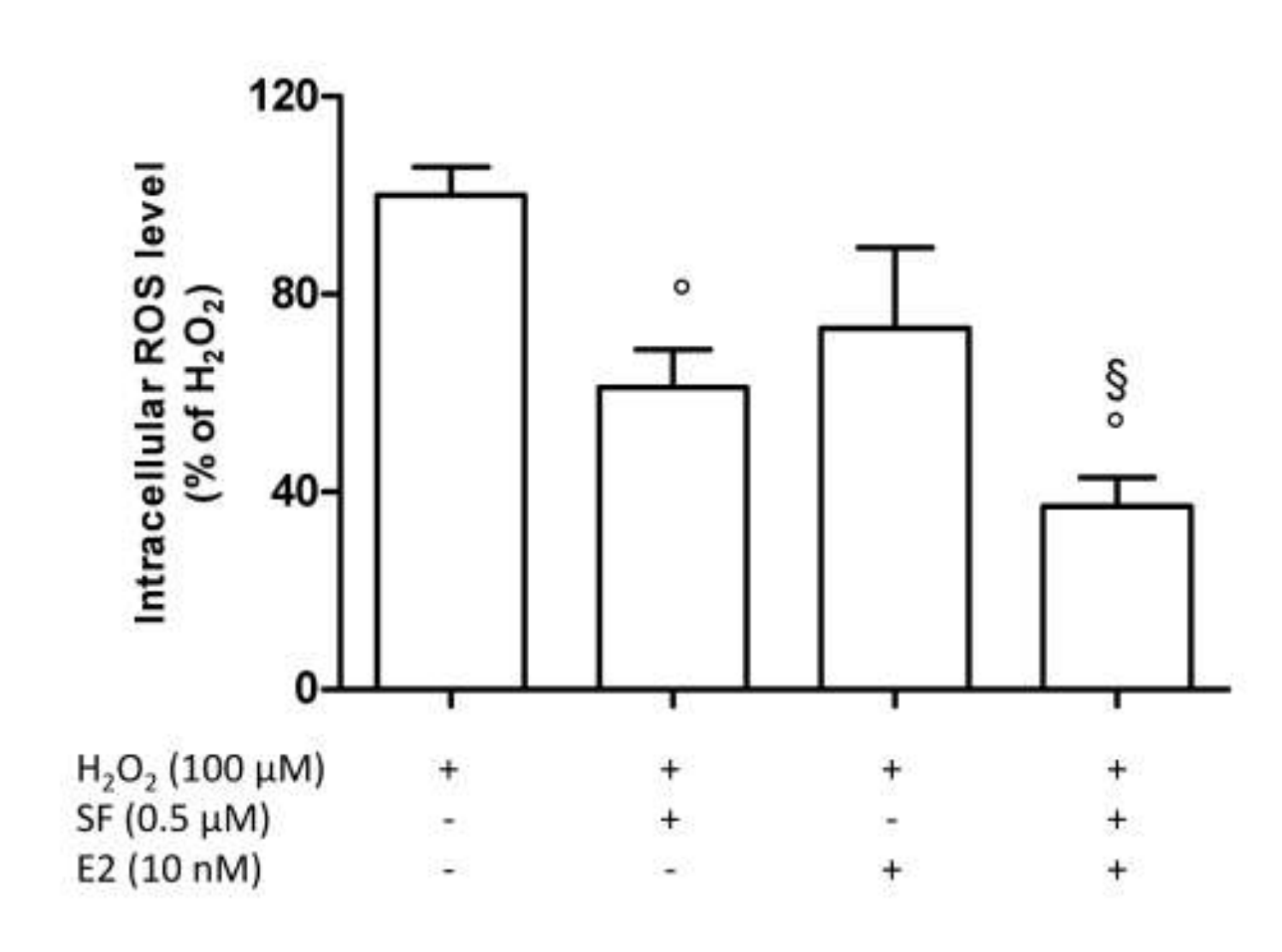Intracellular ROS level (% of $H_2O_2$)

| | | | | |
|---|---|---|---|---|
| $H_2O_2$ (100 μM) | + | + | + | + |
| SF (0.5 μM) | - | + | - | + |
| E2 (10 nM) | - | - | + | + |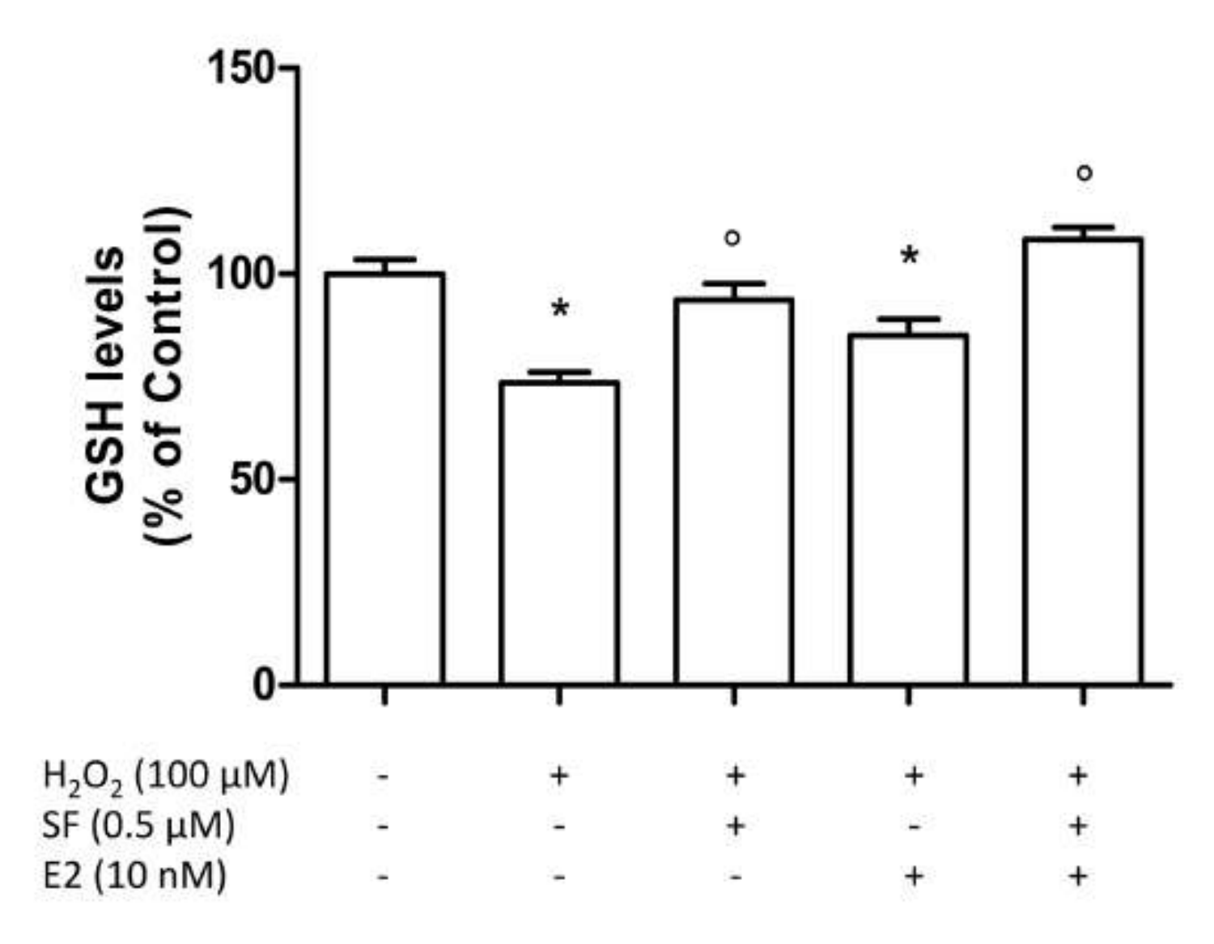GSH levels
(% of Control)

150

100

50

0

| | | | | | |
|---|---|---|---|---|---|
| $H_2O_2$ (100 μM) | - | + | + | + | + |
| SF (0.5 μM) | - | - | + | - | + |
| E2 (10 nM) | - | - | - | + | + |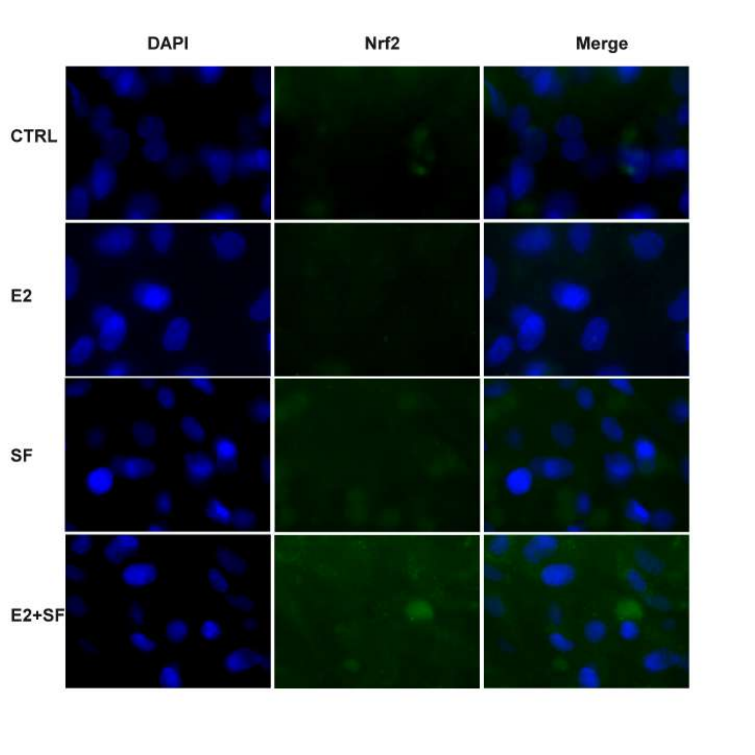| | DAPI | Nrf2 | Merge |
|---|---|---|---|
| CTRL | | | |
| E2 | | | |
| SF | | | |
| E2+SF | | | |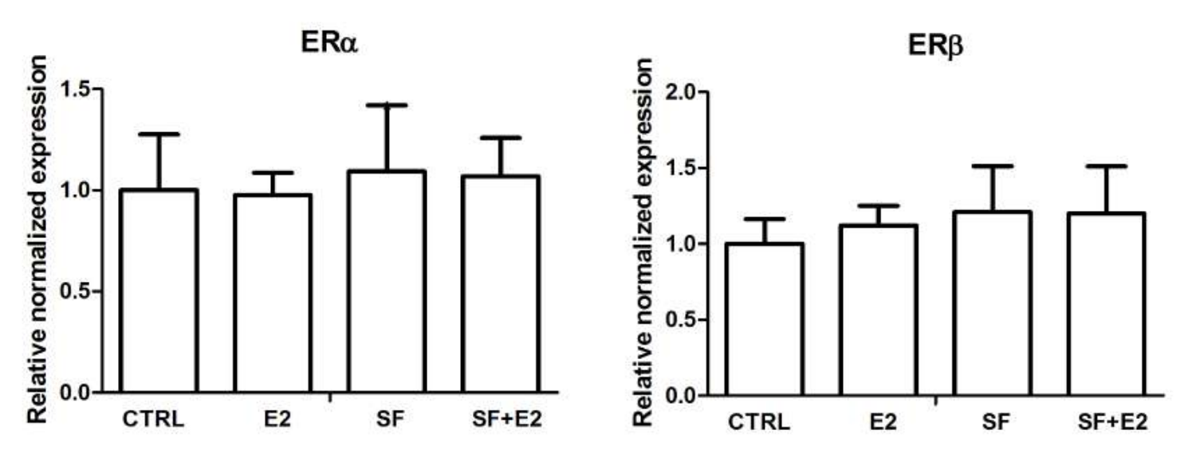**ERα**

Relative normalized expression

CRTL E2 SF SF+E2

**ERβ**

Relative normalized expression

CTRL E2 SF SF+E2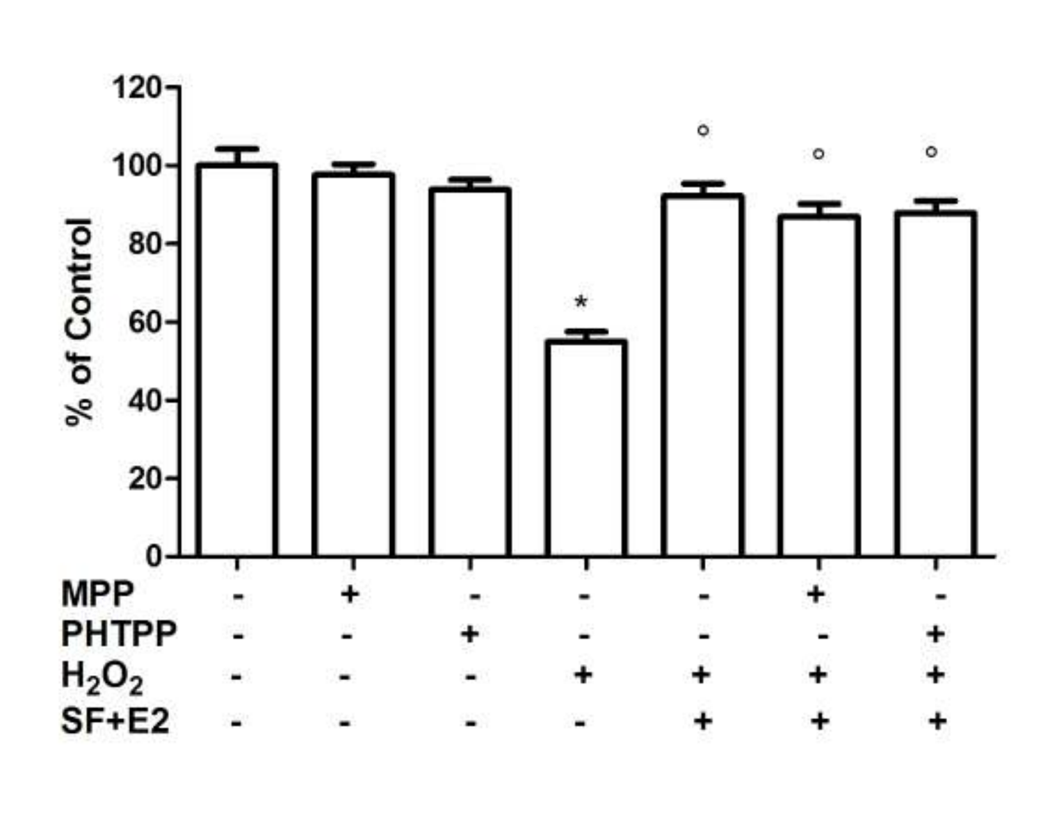| | | | | | | | |
|---|---|---|---|---|---|---|---|
| MPP | - | + | - | - | - | + | - |
| PHTPP | - | - | + | - | - | - | + |
| $H_2O_2$ | - | - | - | + | + | + | + |
| SF+E2 | - | - | - | - | + | + | + |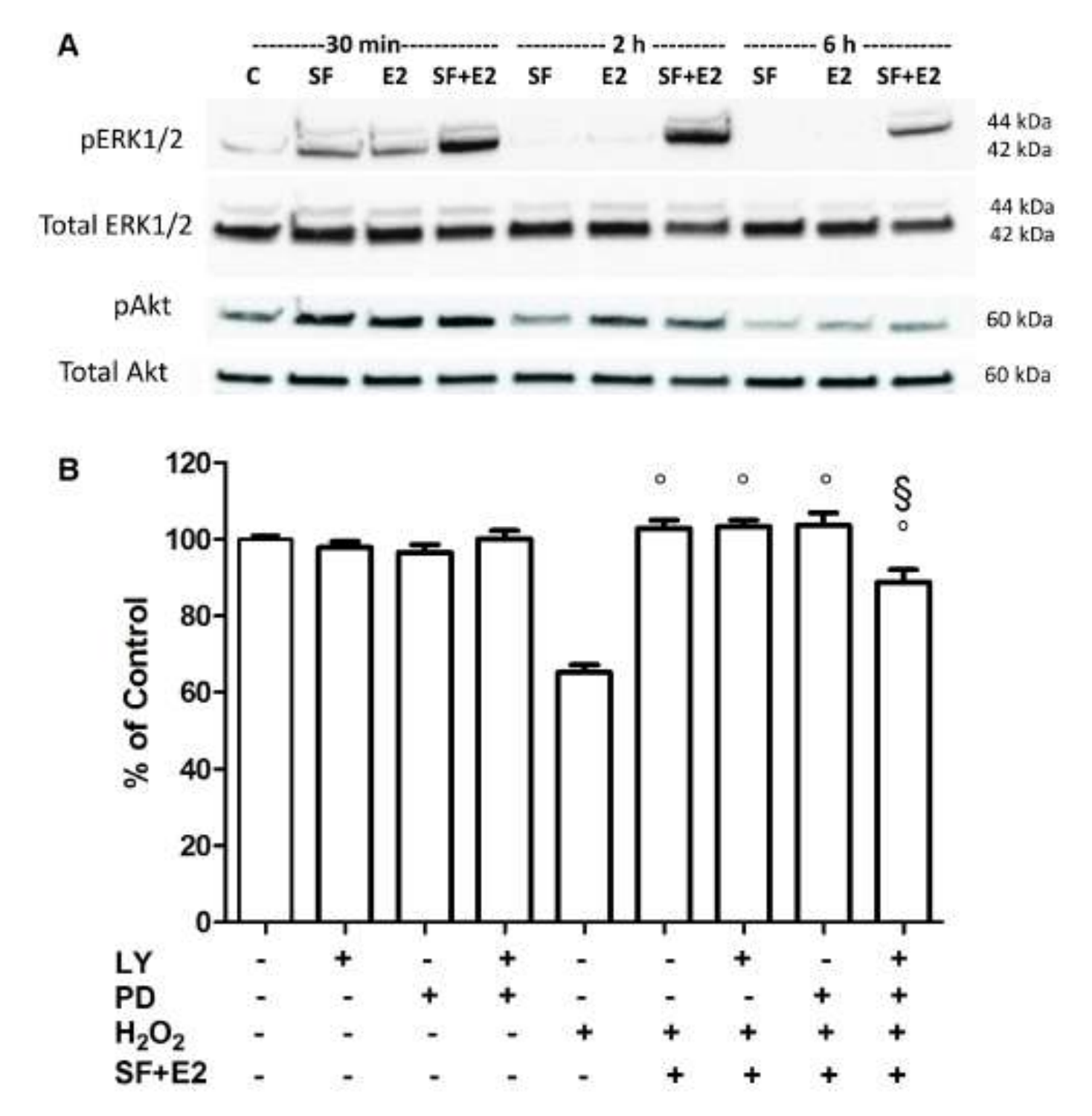**A**

| | ----30 min---- | | | | ---- 2 h ---- | | | ---- 6 h ---- | | |
|---|---|---|---|---|---|---|---|---|---|---|
| | C | SF | E2 | SF+E2 | SF | E2 | SF+E2 | SF | E2 | SF+E2 |

pERK1/2 — 44 kDa, 42 kDa

Total ERK1/2 — 44 kDa, 42 kDa

pAkt — 60 kDa

Total Akt — 60 kDa

**B**

% of Control

| LY | - | + | - | + | - | - | + | - | + |
|---|---|---|---|---|---|---|---|---|---|
| PD | - | - | + | + | - | - | - | + | + |
| $H_2O_2$ | - | - | - | - | + | + | + | + | + |
| SF+E2 | - | - | - | - | - | + | + | + | + |